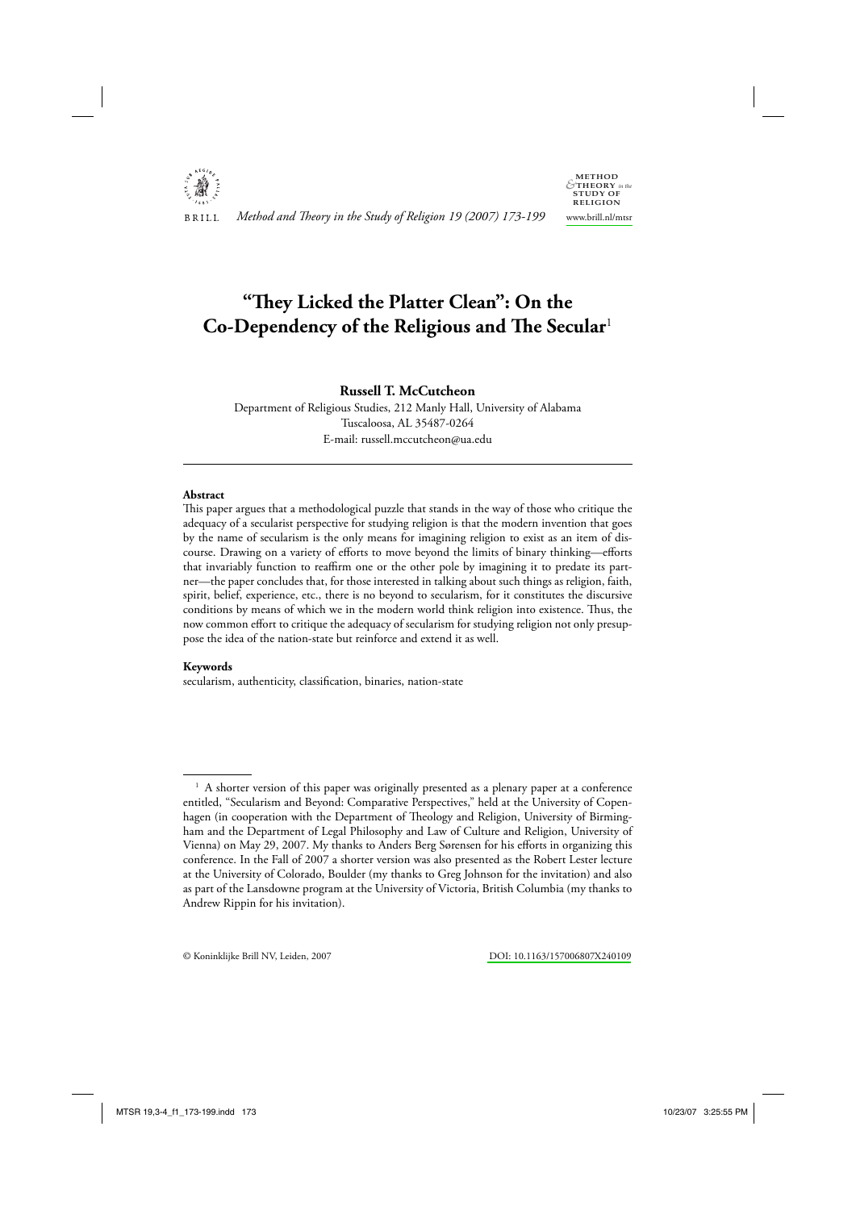# "They Licked the Platter Clean": On the Co-Dependency of the Religious and The Secular[1]

**Russell T. McCutcheon**

Department of Religious Studies, 212 Manly Hall, University of Alabama
Tuscaloosa, AL 35487-0264
E-mail: russell.mccutcheon@ua.edu

---

**Abstract**

This paper argues that a methodological puzzle that stands in the way of those who critique the adequacy of a secularist perspective for studying religion is that the modern invention that goes by the name of secularism is the only means for imagining religion to exist as an item of discourse. Drawing on a variety of efforts to move beyond the limits of binary thinking—efforts that invariably function to reaffirm one or the other pole by imagining it to predate its partner—the paper concludes that, for those interested in talking about such things as religion, faith, spirit, belief, experience, etc., there is no beyond to secularism, for it constitutes the discursive conditions by means of which we in the modern world think religion into existence. Thus, the now common effort to critique the adequacy of secularism for studying religion not only presuppose the idea of the nation-state but reinforce and extend it as well.

**Keywords**

secularism, authenticity, classification, binaries, nation-state

---

[1] A shorter version of this paper was originally presented as a plenary paper at a conference entitled, "Secularism and Beyond: Comparative Perspectives," held at the University of Copenhagen (in cooperation with the Department of Theology and Religion, University of Birmingham and the Department of Legal Philosophy and Law of Culture and Religion, University of Vienna) on May 29, 2007. My thanks to Anders Berg Sørensen for his efforts in organizing this conference. In the Fall of 2007 a shorter version was also presented as the Robert Lester lecture at the University of Colorado, Boulder (my thanks to Greg Johnson for the invitation) and also as part of the Lansdowne program at the University of Victoria, British Columbia (my thanks to Andrew Rippin for his invitation).

© Koninklijke Brill NV, Leiden, 2007 DOI: 10.1163/157006807X240109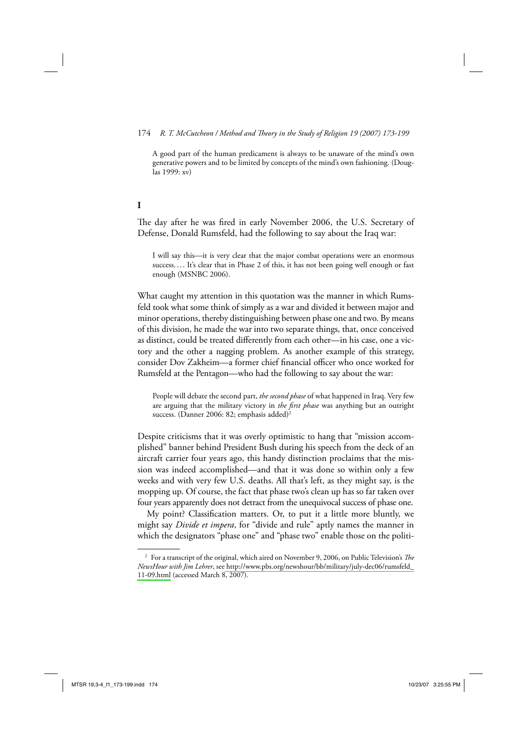> A good part of the human predicament is always to be unaware of the mind's own generative powers and to be limited by concepts of the mind's own fashioning. (Douglas 1999: xv)

## I

The day after he was fired in early November 2006, the U.S. Secretary of Defense, Donald Rumsfeld, had the following to say about the Iraq war:

> I will say this—it is very clear that the major combat operations were an enormous success.... It's clear that in Phase 2 of this, it has not been going well enough or fast enough (MSNBC 2006).

What caught my attention in this quotation was the manner in which Rumsfeld took what some think of simply as a war and divided it between major and minor operations, thereby distinguishing between phase one and two. By means of this division, he made the war into two separate things, that, once conceived as distinct, could be treated differently from each other—in his case, one a victory and the other a nagging problem. As another example of this strategy, consider Dov Zakheim—a former chief financial officer who once worked for Rumsfeld at the Pentagon—who had the following to say about the war:

> People will debate the second part, *the second phase* of what happened in Iraq. Very few are arguing that the military victory in *the first phase* was anything but an outright success. (Danner 2006: 82; emphasis added)[2]

Despite criticisms that it was overly optimistic to hang that "mission accomplished" banner behind President Bush during his speech from the deck of an aircraft carrier four years ago, this handy distinction proclaims that the mission was indeed accomplished—and that it was done so within only a few weeks and with very few U.S. deaths. All that's left, as they might say, is the mopping up. Of course, the fact that phase two's clean up has so far taken over four years apparently does not detract from the unequivocal success of phase one.

My point? Classification matters. Or, to put it a little more bluntly, we might say *Divide et impera*, for "divide and rule" aptly names the manner in which the designators "phase one" and "phase two" enable those on the politi-

---

[2] For a transcript of the original, which aired on November 9, 2006, on Public Television's *The NewsHour with Jim Lehrer*, see http://www.pbs.org/newshour/bb/military/july-dec06/rumsfeld_11-09.html (accessed March 8, 2007).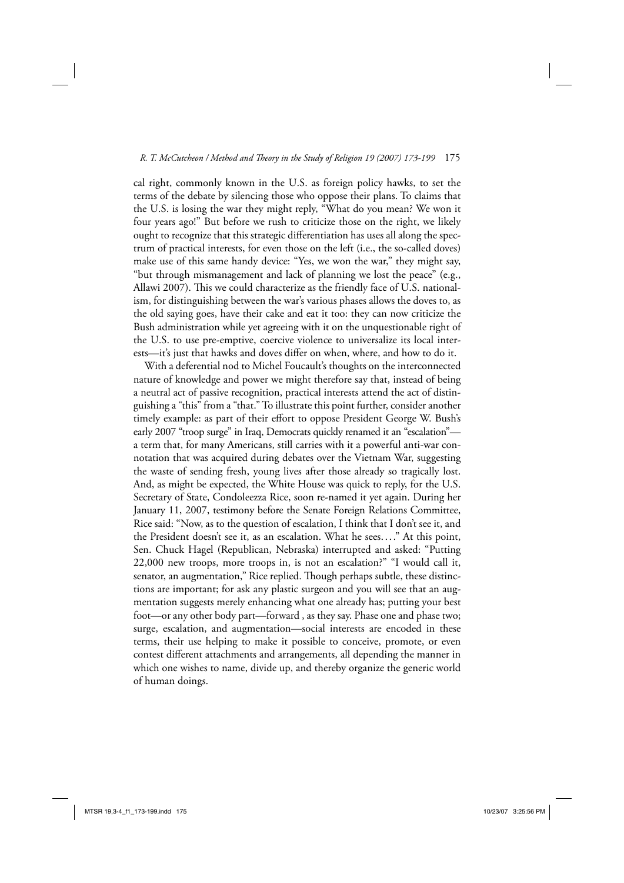cal right, commonly known in the U.S. as foreign policy hawks, to set the terms of the debate by silencing those who oppose their plans. To claims that the U.S. is losing the war they might reply, "What do you mean? We won it four years ago!" But before we rush to criticize those on the right, we likely ought to recognize that this strategic differentiation has uses all along the spectrum of practical interests, for even those on the left (i.e., the so-called doves) make use of this same handy device: "Yes, we won the war," they might say, "but through mismanagement and lack of planning we lost the peace" (e.g., Allawi 2007). This we could characterize as the friendly face of U.S. nationalism, for distinguishing between the war's various phases allows the doves to, as the old saying goes, have their cake and eat it too: they can now criticize the Bush administration while yet agreeing with it on the unquestionable right of the U.S. to use pre-emptive, coercive violence to universalize its local interests—it's just that hawks and doves differ on when, where, and how to do it.

With a deferential nod to Michel Foucault's thoughts on the interconnected nature of knowledge and power we might therefore say that, instead of being a neutral act of passive recognition, practical interests attend the act of distinguishing a "this" from a "that." To illustrate this point further, consider another timely example: as part of their effort to oppose President George W. Bush's early 2007 "troop surge" in Iraq, Democrats quickly renamed it an "escalation"—a term that, for many Americans, still carries with it a powerful anti-war connotation that was acquired during debates over the Vietnam War, suggesting the waste of sending fresh, young lives after those already so tragically lost. And, as might be expected, the White House was quick to reply, for the U.S. Secretary of State, Condoleezza Rice, soon re-named it yet again. During her January 11, 2007, testimony before the Senate Foreign Relations Committee, Rice said: "Now, as to the question of escalation, I think that I don't see it, and the President doesn't see it, as an escalation. What he sees. . . ." At this point, Sen. Chuck Hagel (Republican, Nebraska) interrupted and asked: "Putting 22,000 new troops, more troops in, is not an escalation?" "I would call it, senator, an augmentation," Rice replied. Though perhaps subtle, these distinctions are important; for ask any plastic surgeon and you will see that an augmentation suggests merely enhancing what one already has; putting your best foot—or any other body part—forward , as they say. Phase one and phase two; surge, escalation, and augmentation—social interests are encoded in these terms, their use helping to make it possible to conceive, promote, or even contest different attachments and arrangements, all depending the manner in which one wishes to name, divide up, and thereby organize the generic world of human doings.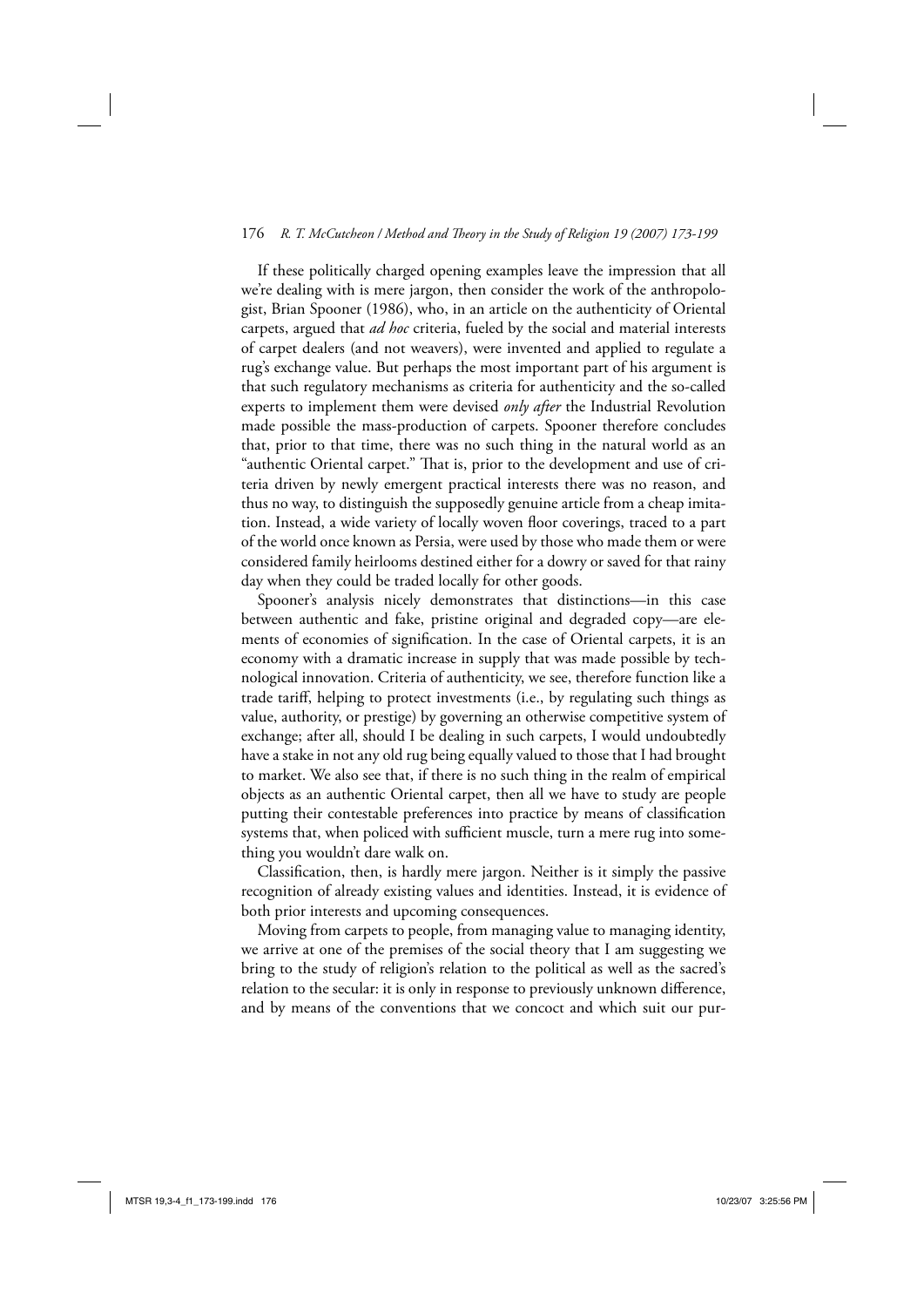If these politically charged opening examples leave the impression that all we're dealing with is mere jargon, then consider the work of the anthropologist, Brian Spooner (1986), who, in an article on the authenticity of Oriental carpets, argued that *ad hoc* criteria, fueled by the social and material interests of carpet dealers (and not weavers), were invented and applied to regulate a rug's exchange value. But perhaps the most important part of his argument is that such regulatory mechanisms as criteria for authenticity and the so-called experts to implement them were devised *only after* the Industrial Revolution made possible the mass-production of carpets. Spooner therefore concludes that, prior to that time, there was no such thing in the natural world as an "authentic Oriental carpet." That is, prior to the development and use of criteria driven by newly emergent practical interests there was no reason, and thus no way, to distinguish the supposedly genuine article from a cheap imitation. Instead, a wide variety of locally woven floor coverings, traced to a part of the world once known as Persia, were used by those who made them or were considered family heirlooms destined either for a dowry or saved for that rainy day when they could be traded locally for other goods.

Spooner's analysis nicely demonstrates that distinctions—in this case between authentic and fake, pristine original and degraded copy—are elements of economies of signification. In the case of Oriental carpets, it is an economy with a dramatic increase in supply that was made possible by technological innovation. Criteria of authenticity, we see, therefore function like a trade tariff, helping to protect investments (i.e., by regulating such things as value, authority, or prestige) by governing an otherwise competitive system of exchange; after all, should I be dealing in such carpets, I would undoubtedly have a stake in not any old rug being equally valued to those that I had brought to market. We also see that, if there is no such thing in the realm of empirical objects as an authentic Oriental carpet, then all we have to study are people putting their contestable preferences into practice by means of classification systems that, when policed with sufficient muscle, turn a mere rug into something you wouldn't dare walk on.

Classification, then, is hardly mere jargon. Neither is it simply the passive recognition of already existing values and identities. Instead, it is evidence of both prior interests and upcoming consequences.

Moving from carpets to people, from managing value to managing identity, we arrive at one of the premises of the social theory that I am suggesting we bring to the study of religion's relation to the political as well as the sacred's relation to the secular: it is only in response to previously unknown difference, and by means of the conventions that we concoct and which suit our pur-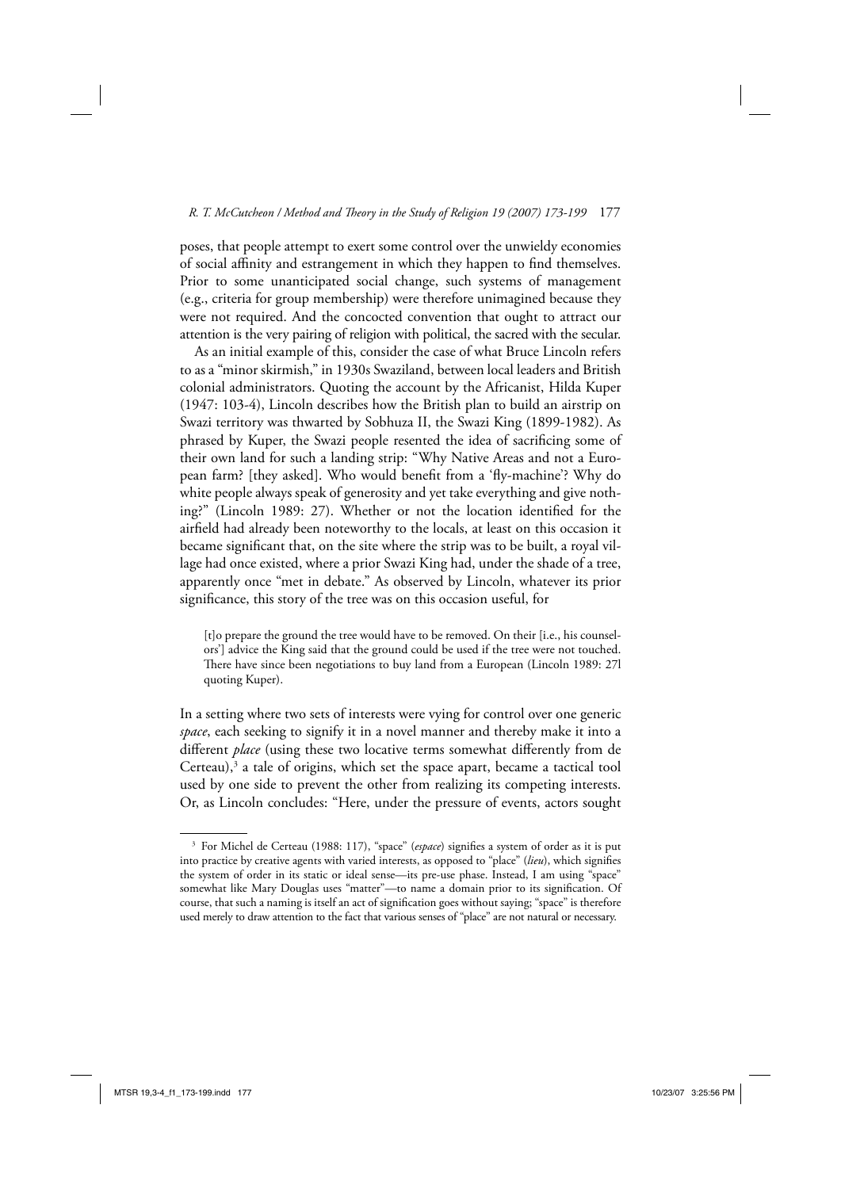poses, that people attempt to exert some control over the unwieldy economies of social affinity and estrangement in which they happen to find themselves. Prior to some unanticipated social change, such systems of management (e.g., criteria for group membership) were therefore unimagined because they were not required. And the concocted convention that ought to attract our attention is the very pairing of religion with political, the sacred with the secular.

As an initial example of this, consider the case of what Bruce Lincoln refers to as a "minor skirmish," in 1930s Swaziland, between local leaders and British colonial administrators. Quoting the account by the Africanist, Hilda Kuper (1947: 103-4), Lincoln describes how the British plan to build an airstrip on Swazi territory was thwarted by Sobhuza II, the Swazi King (1899-1982). As phrased by Kuper, the Swazi people resented the idea of sacrificing some of their own land for such a landing strip: "Why Native Areas and not a European farm? [they asked]. Who would benefit from a 'fly-machine'? Why do white people always speak of generosity and yet take everything and give nothing?" (Lincoln 1989: 27). Whether or not the location identified for the airfield had already been noteworthy to the locals, at least on this occasion it became significant that, on the site where the strip was to be built, a royal village had once existed, where a prior Swazi King had, under the shade of a tree, apparently once "met in debate." As observed by Lincoln, whatever its prior significance, this story of the tree was on this occasion useful, for

> [t]o prepare the ground the tree would have to be removed. On their [i.e., his counselors'] advice the King said that the ground could be used if the tree were not touched. There have since been negotiations to buy land from a European (Lincoln 1989: 27l quoting Kuper).

In a setting where two sets of interests were vying for control over one generic *space*, each seeking to signify it in a novel manner and thereby make it into a different *place* (using these two locative terms somewhat differently from de Certeau),[3] a tale of origins, which set the space apart, became a tactical tool used by one side to prevent the other from realizing its competing interests. Or, as Lincoln concludes: "Here, under the pressure of events, actors sought

---

[3] For Michel de Certeau (1988: 117), "space" (*espace*) signifies a system of order as it is put into practice by creative agents with varied interests, as opposed to "place" (*lieu*), which signifies the system of order in its static or ideal sense—its pre-use phase. Instead, I am using "space" somewhat like Mary Douglas uses "matter"—to name a domain prior to its signification. Of course, that such a naming is itself an act of signification goes without saying; "space" is therefore used merely to draw attention to the fact that various senses of "place" are not natural or necessary.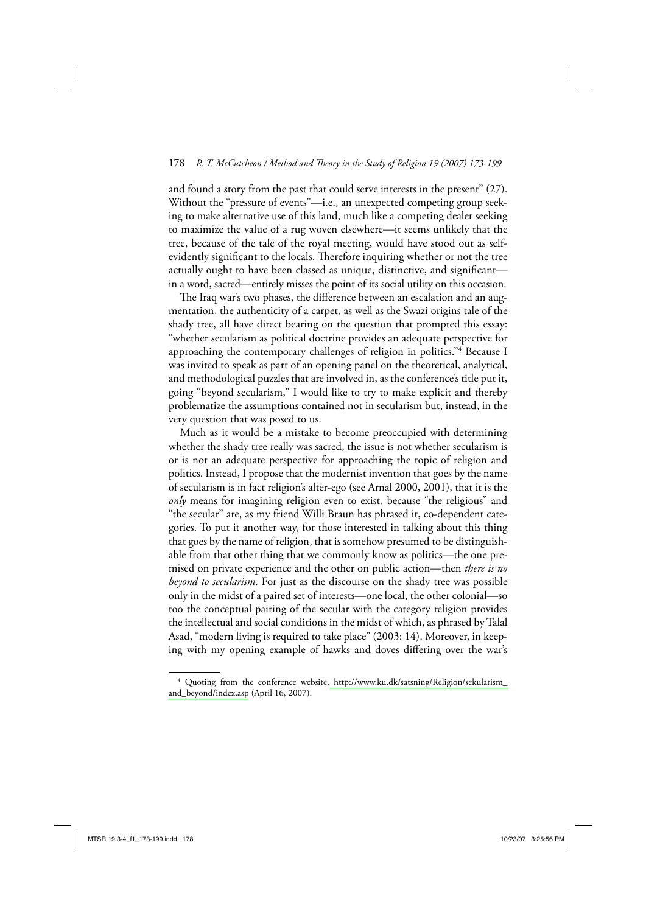and found a story from the past that could serve interests in the present" (27). Without the "pressure of events"—i.e., an unexpected competing group seeking to make alternative use of this land, much like a competing dealer seeking to maximize the value of a rug woven elsewhere—it seems unlikely that the tree, because of the tale of the royal meeting, would have stood out as self-evidently significant to the locals. Therefore inquiring whether or not the tree actually ought to have been classed as unique, distinctive, and significant—in a word, sacred—entirely misses the point of its social utility on this occasion.

The Iraq war's two phases, the difference between an escalation and an augmentation, the authenticity of a carpet, as well as the Swazi origins tale of the shady tree, all have direct bearing on the question that prompted this essay: "whether secularism as political doctrine provides an adequate perspective for approaching the contemporary challenges of religion in politics."[4] Because I was invited to speak as part of an opening panel on the theoretical, analytical, and methodological puzzles that are involved in, as the conference's title put it, going "beyond secularism," I would like to try to make explicit and thereby problematize the assumptions contained not in secularism but, instead, in the very question that was posed to us.

Much as it would be a mistake to become preoccupied with determining whether the shady tree really was sacred, the issue is not whether secularism is or is not an adequate perspective for approaching the topic of religion and politics. Instead, I propose that the modernist invention that goes by the name of secularism is in fact religion's alter-ego (see Arnal 2000, 2001), that it is the *only* means for imagining religion even to exist, because "the religious" and "the secular" are, as my friend Willi Braun has phrased it, co-dependent categories. To put it another way, for those interested in talking about this thing that goes by the name of religion, that is somehow presumed to be distinguishable from that other thing that we commonly know as politics—the one premised on private experience and the other on public action—then *there is no beyond to secularism*. For just as the discourse on the shady tree was possible only in the midst of a paired set of interests—one local, the other colonial—so too the conceptual pairing of the secular with the category religion provides the intellectual and social conditions in the midst of which, as phrased by Talal Asad, "modern living is required to take place" (2003: 14). Moreover, in keeping with my opening example of hawks and doves differing over the war's

[4] Quoting from the conference website, http://www.ku.dk/satsning/Religion/sekularism_and_beyond/index.asp (April 16, 2007).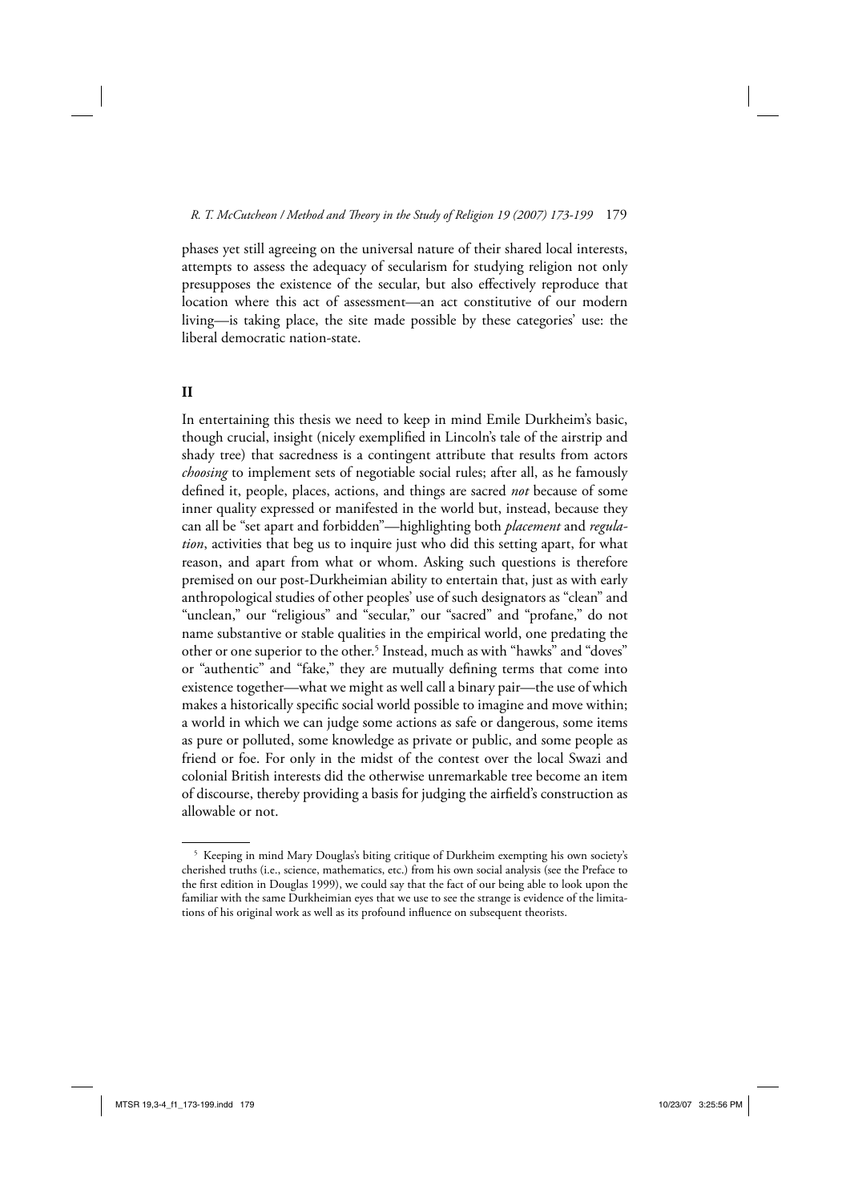phases yet still agreeing on the universal nature of their shared local interests, attempts to assess the adequacy of secularism for studying religion not only presupposes the existence of the secular, but also effectively reproduce that location where this act of assessment—an act constitutive of our modern living—is taking place, the site made possible by these categories' use: the liberal democratic nation-state.

## II

In entertaining this thesis we need to keep in mind Emile Durkheim's basic, though crucial, insight (nicely exemplified in Lincoln's tale of the airstrip and shady tree) that sacredness is a contingent attribute that results from actors *choosing* to implement sets of negotiable social rules; after all, as he famously defined it, people, places, actions, and things are sacred *not* because of some inner quality expressed or manifested in the world but, instead, because they can all be "set apart and forbidden"—highlighting both *placement* and *regulation*, activities that beg us to inquire just who did this setting apart, for what reason, and apart from what or whom. Asking such questions is therefore premised on our post-Durkheimian ability to entertain that, just as with early anthropological studies of other peoples' use of such designators as "clean" and "unclean," our "religious" and "secular," our "sacred" and "profane," do not name substantive or stable qualities in the empirical world, one predating the other or one superior to the other.[5] Instead, much as with "hawks" and "doves" or "authentic" and "fake," they are mutually defining terms that come into existence together—what we might as well call a binary pair—the use of which makes a historically specific social world possible to imagine and move within; a world in which we can judge some actions as safe or dangerous, some items as pure or polluted, some knowledge as private or public, and some people as friend or foe. For only in the midst of the contest over the local Swazi and colonial British interests did the otherwise unremarkable tree become an item of discourse, thereby providing a basis for judging the airfield's construction as allowable or not.

---

[5] Keeping in mind Mary Douglas's biting critique of Durkheim exempting his own society's cherished truths (i.e., science, mathematics, etc.) from his own social analysis (see the Preface to the first edition in Douglas 1999), we could say that the fact of our being able to look upon the familiar with the same Durkheimian eyes that we use to see the strange is evidence of the limitations of his original work as well as its profound influence on subsequent theorists.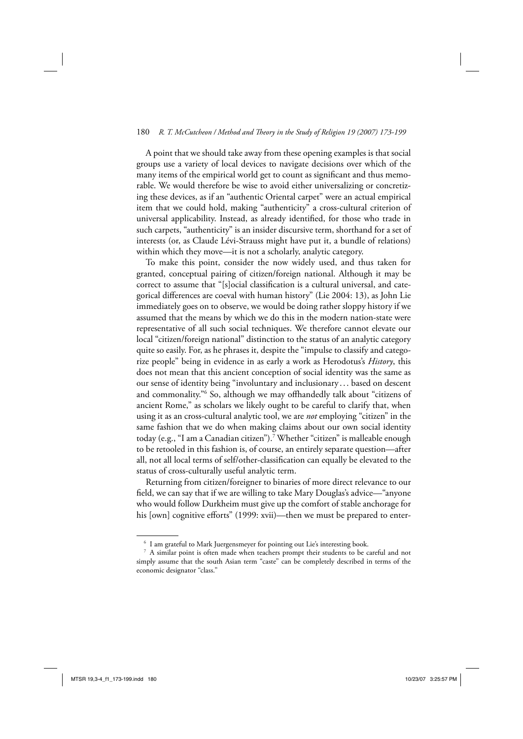A point that we should take away from these opening examples is that social groups use a variety of local devices to navigate decisions over which of the many items of the empirical world get to count as significant and thus memorable. We would therefore be wise to avoid either universalizing or concretizing these devices, as if an "authentic Oriental carpet" were an actual empirical item that we could hold, making "authenticity" a cross-cultural criterion of universal applicability. Instead, as already identified, for those who trade in such carpets, "authenticity" is an insider discursive term, shorthand for a set of interests (or, as Claude Lévi-Strauss might have put it, a bundle of relations) within which they move—it is not a scholarly, analytic category.

To make this point, consider the now widely used, and thus taken for granted, conceptual pairing of citizen/foreign national. Although it may be correct to assume that "[s]ocial classification is a cultural universal, and categorical differences are coeval with human history" (Lie 2004: 13), as John Lie immediately goes on to observe, we would be doing rather sloppy history if we assumed that the means by which we do this in the modern nation-state were representative of all such social techniques. We therefore cannot elevate our local "citizen/foreign national" distinction to the status of an analytic category quite so easily. For, as he phrases it, despite the "impulse to classify and categorize people" being in evidence in as early a work as Herodotus's *History*, this does not mean that this ancient conception of social identity was the same as our sense of identity being "involuntary and inclusionary… based on descent and commonality."[6] So, although we may offhandedly talk about "citizens of ancient Rome," as scholars we likely ought to be careful to clarify that, when using it as an cross-cultural analytic tool, we are *not* employing "citizen" in the same fashion that we do when making claims about our own social identity today (e.g., "I am a Canadian citizen").[7] Whether "citizen" is malleable enough to be retooled in this fashion is, of course, an entirely separate question—after all, not all local terms of self/other-classification can equally be elevated to the status of cross-culturally useful analytic term.

Returning from citizen/foreigner to binaries of more direct relevance to our field, we can say that if we are willing to take Mary Douglas's advice—"anyone who would follow Durkheim must give up the comfort of stable anchorage for his [own] cognitive efforts" (1999: xvii)—then we must be prepared to enter-

---

[6] I am grateful to Mark Juergensmeyer for pointing out Lie's interesting book.

[7] A similar point is often made when teachers prompt their students to be careful and not simply assume that the south Asian term "caste" can be completely described in terms of the economic designator "class."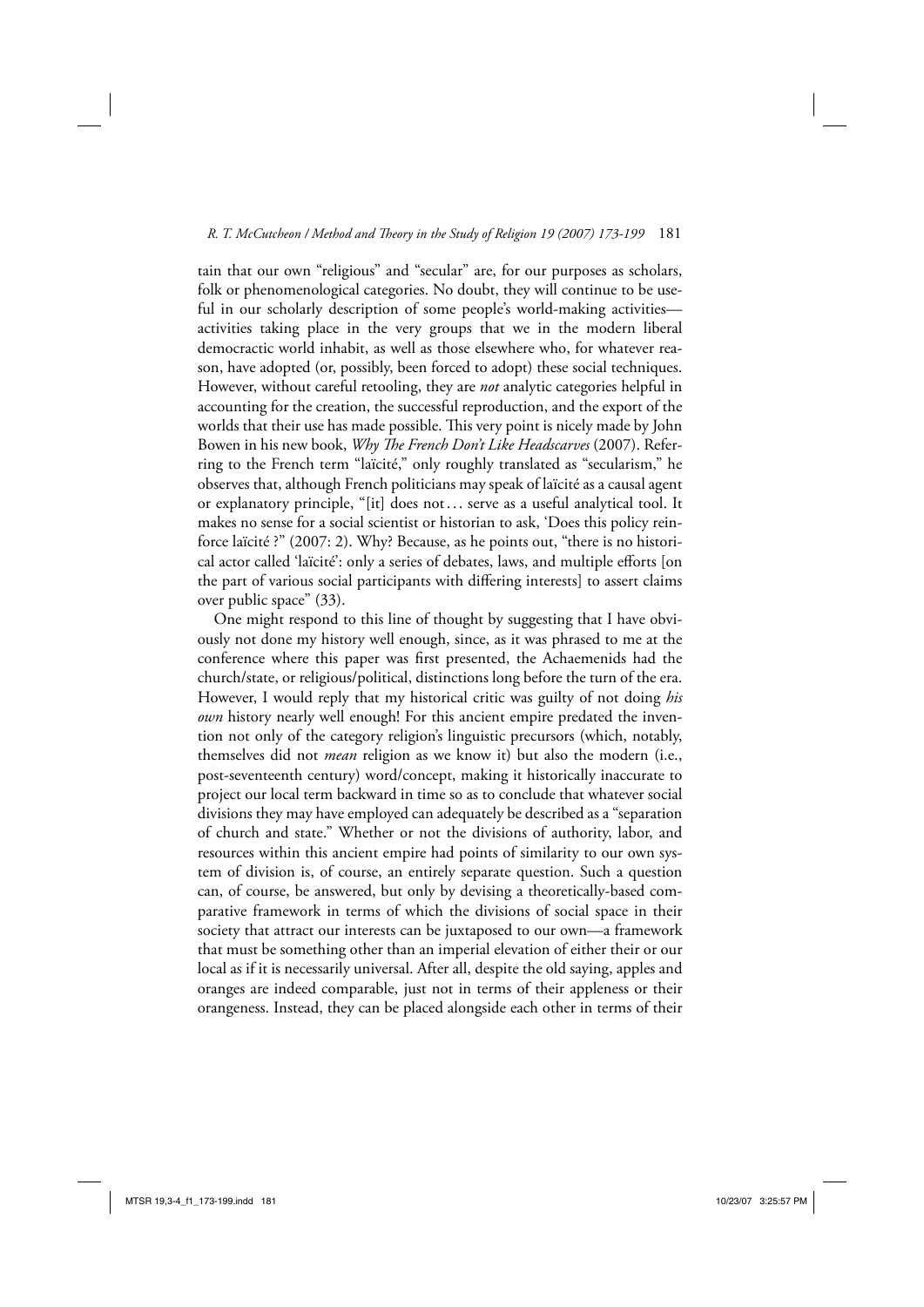tain that our own "religious" and "secular" are, for our purposes as scholars, folk or phenomenological categories. No doubt, they will continue to be useful in our scholarly description of some people's world-making activities—activities taking place in the very groups that we in the modern liberal democractic world inhabit, as well as those elsewhere who, for whatever reason, have adopted (or, possibly, been forced to adopt) these social techniques. However, without careful retooling, they are *not* analytic categories helpful in accounting for the creation, the successful reproduction, and the export of the worlds that their use has made possible. This very point is nicely made by John Bowen in his new book, *Why The French Don't Like Headscarves* (2007). Referring to the French term "laïcité," only roughly translated as "secularism," he observes that, although French politicians may speak of laïcité as a causal agent or explanatory principle, "[it] does not . . . serve as a useful analytical tool. It makes no sense for a social scientist or historian to ask, 'Does this policy reinforce laïcité ?" (2007: 2). Why? Because, as he points out, "there is no historical actor called 'laïcité': only a series of debates, laws, and multiple efforts [on the part of various social participants with differing interests] to assert claims over public space" (33).

One might respond to this line of thought by suggesting that I have obviously not done my history well enough, since, as it was phrased to me at the conference where this paper was first presented, the Achaemenids had the church/state, or religious/political, distinctions long before the turn of the era. However, I would reply that my historical critic was guilty of not doing *his own* history nearly well enough! For this ancient empire predated the invention not only of the category religion's linguistic precursors (which, notably, themselves did not *mean* religion as we know it) but also the modern (i.e., post-seventeenth century) word/concept, making it historically inaccurate to project our local term backward in time so as to conclude that whatever social divisions they may have employed can adequately be described as a "separation of church and state." Whether or not the divisions of authority, labor, and resources within this ancient empire had points of similarity to our own system of division is, of course, an entirely separate question. Such a question can, of course, be answered, but only by devising a theoretically-based comparative framework in terms of which the divisions of social space in their society that attract our interests can be juxtaposed to our own—a framework that must be something other than an imperial elevation of either their or our local as if it is necessarily universal. After all, despite the old saying, apples and oranges are indeed comparable, just not in terms of their appleness or their orangeness. Instead, they can be placed alongside each other in terms of their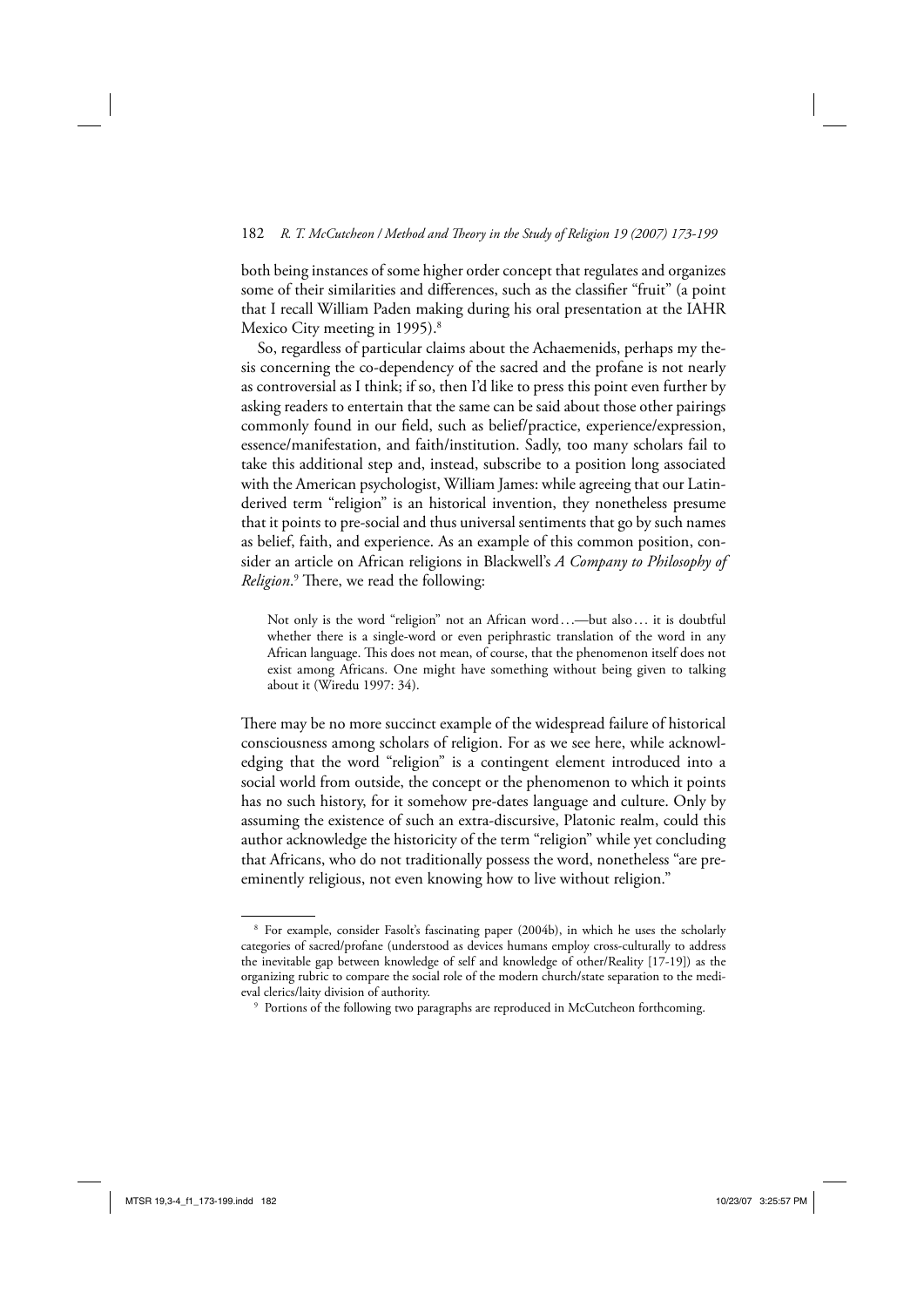both being instances of some higher order concept that regulates and organizes some of their similarities and differences, such as the classifier "fruit" (a point that I recall William Paden making during his oral presentation at the IAHR Mexico City meeting in 1995).[8]

So, regardless of particular claims about the Achaemenids, perhaps my thesis concerning the co-dependency of the sacred and the profane is not nearly as controversial as I think; if so, then I'd like to press this point even further by asking readers to entertain that the same can be said about those other pairings commonly found in our field, such as belief/practice, experience/expression, essence/manifestation, and faith/institution. Sadly, too many scholars fail to take this additional step and, instead, subscribe to a position long associated with the American psychologist, William James: while agreeing that our Latin-derived term "religion" is an historical invention, they nonetheless presume that it points to pre-social and thus universal sentiments that go by such names as belief, faith, and experience. As an example of this common position, consider an article on African religions in Blackwell's *A Company to Philosophy of Religion*.[9] There, we read the following:

> Not only is the word "religion" not an African word . . .—but also . . . it is doubtful whether there is a single-word or even periphrastic translation of the word in any African language. This does not mean, of course, that the phenomenon itself does not exist among Africans. One might have something without being given to talking about it (Wiredu 1997: 34).

There may be no more succinct example of the widespread failure of historical consciousness among scholars of religion. For as we see here, while acknowledging that the word "religion" is a contingent element introduced into a social world from outside, the concept or the phenomenon to which it points has no such history, for it somehow pre-dates language and culture. Only by assuming the existence of such an extra-discursive, Platonic realm, could this author acknowledge the historicity of the term "religion" while yet concluding that Africans, who do not traditionally possess the word, nonetheless "are pre-eminently religious, not even knowing how to live without religion."

---

[8] For example, consider Fasolt's fascinating paper (2004b), in which he uses the scholarly categories of sacred/profane (understood as devices humans employ cross-culturally to address the inevitable gap between knowledge of self and knowledge of other/Reality [17-19]) as the organizing rubric to compare the social role of the modern church/state separation to the medieval clerics/laity division of authority.

[9] Portions of the following two paragraphs are reproduced in McCutcheon forthcoming.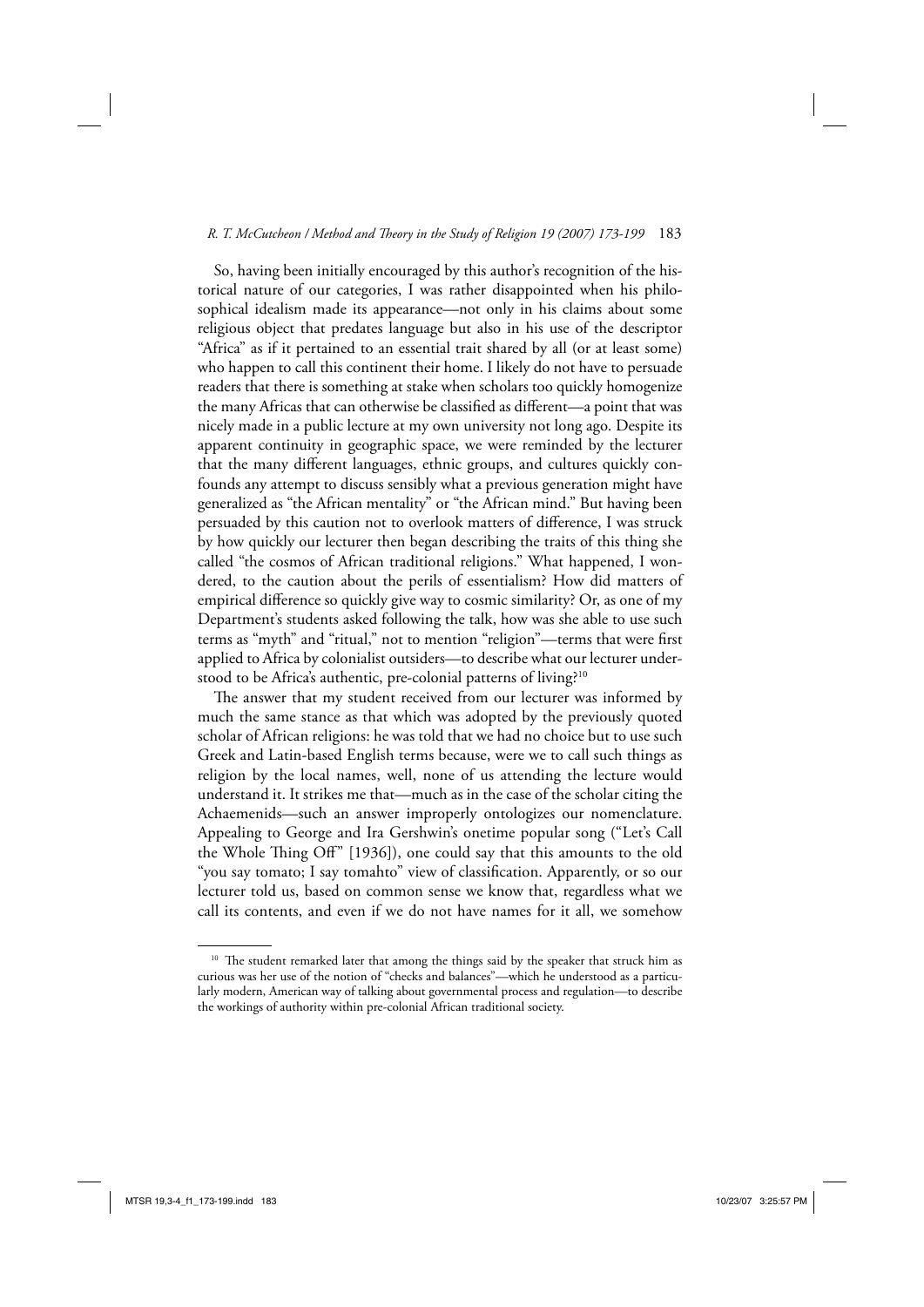So, having been initially encouraged by this author's recognition of the historical nature of our categories, I was rather disappointed when his philosophical idealism made its appearance—not only in his claims about some religious object that predates language but also in his use of the descriptor "Africa" as if it pertained to an essential trait shared by all (or at least some) who happen to call this continent their home. I likely do not have to persuade readers that there is something at stake when scholars too quickly homogenize the many Africas that can otherwise be classified as different—a point that was nicely made in a public lecture at my own university not long ago. Despite its apparent continuity in geographic space, we were reminded by the lecturer that the many different languages, ethnic groups, and cultures quickly confounds any attempt to discuss sensibly what a previous generation might have generalized as "the African mentality" or "the African mind." But having been persuaded by this caution not to overlook matters of difference, I was struck by how quickly our lecturer then began describing the traits of this thing she called "the cosmos of African traditional religions." What happened, I wondered, to the caution about the perils of essentialism? How did matters of empirical difference so quickly give way to cosmic similarity? Or, as one of my Department's students asked following the talk, how was she able to use such terms as "myth" and "ritual," not to mention "religion"—terms that were first applied to Africa by colonialist outsiders—to describe what our lecturer understood to be Africa's authentic, pre-colonial patterns of living?[10]

The answer that my student received from our lecturer was informed by much the same stance as that which was adopted by the previously quoted scholar of African religions: he was told that we had no choice but to use such Greek and Latin-based English terms because, were we to call such things as religion by the local names, well, none of us attending the lecture would understand it. It strikes me that—much as in the case of the scholar citing the Achaemenids—such an answer improperly ontologizes our nomenclature. Appealing to George and Ira Gershwin's onetime popular song ("Let's Call the Whole Thing Off" [1936]), one could say that this amounts to the old "you say tomato; I say tomahto" view of classification. Apparently, or so our lecturer told us, based on common sense we know that, regardless what we call its contents, and even if we do not have names for it all, we somehow

---

[10] The student remarked later that among the things said by the speaker that struck him as curious was her use of the notion of "checks and balances"—which he understood as a particularly modern, American way of talking about governmental process and regulation—to describe the workings of authority within pre-colonial African traditional society.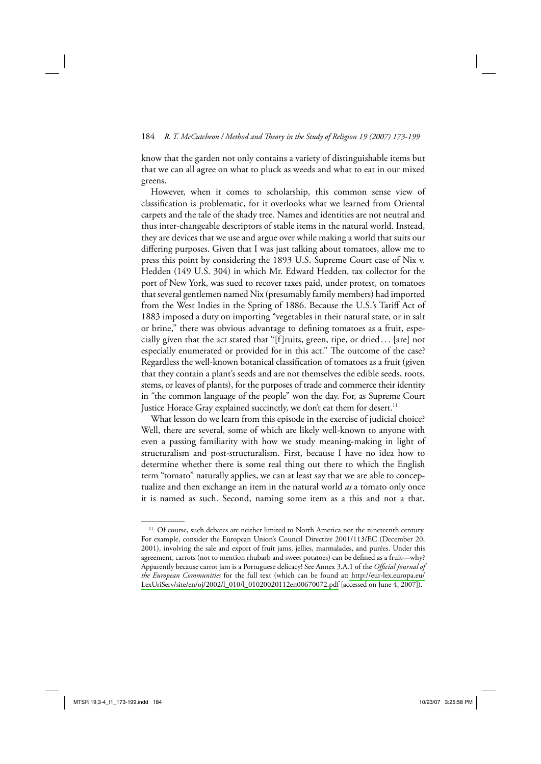know that the garden not only contains a variety of distinguishable items but that we can all agree on what to pluck as weeds and what to eat in our mixed greens.

However, when it comes to scholarship, this common sense view of classification is problematic, for it overlooks what we learned from Oriental carpets and the tale of the shady tree. Names and identities are not neutral and thus inter-changeable descriptors of stable items in the natural world. Instead, they are devices that we use and argue over while making a world that suits our differing purposes. Given that I was just talking about tomatoes, allow me to press this point by considering the 1893 U.S. Supreme Court case of Nix v. Hedden (149 U.S. 304) in which Mr. Edward Hedden, tax collector for the port of New York, was sued to recover taxes paid, under protest, on tomatoes that several gentlemen named Nix (presumably family members) had imported from the West Indies in the Spring of 1886. Because the U.S.'s Tariff Act of 1883 imposed a duty on importing "vegetables in their natural state, or in salt or brine," there was obvious advantage to defining tomatoes as a fruit, especially given that the act stated that "[f]ruits, green, ripe, or dried… [are] not especially enumerated or provided for in this act." The outcome of the case? Regardless the well-known botanical classification of tomatoes as a fruit (given that they contain a plant's seeds and are not themselves the edible seeds, roots, stems, or leaves of plants), for the purposes of trade and commerce their identity in "the common language of the people" won the day. For, as Supreme Court Justice Horace Gray explained succinctly, we don't eat them for desert.[11]

What lesson do we learn from this episode in the exercise of judicial choice? Well, there are several, some of which are likely well-known to anyone with even a passing familiarity with how we study meaning-making in light of structuralism and post-structuralism. First, because I have no idea how to determine whether there is some real thing out there to which the English term "tomato" naturally applies, we can at least say that we are able to conceptualize and then exchange an item in the natural world *as* a tomato only once it is named as such. Second, naming some item as a this and not a that,

[11] Of course, such debates are neither limited to North America nor the nineteenth century. For example, consider the European Union's Council Directive 2001/113/EC (December 20, 2001), involving the sale and export of fruit jams, jellies, marmalades, and purées. Under this agreement, carrots (not to mention rhubarb and sweet potatoes) can be defined as a fruit—why? Apparently because carrot jam is a Portuguese delicacy! See Annex 3.A.1 of the *Official Journal of the European Communities* for the full text (which can be found at: http://eur-lex.europa.eu/LexUriServ/site/en/oj/2002/l_010/l_01020020112en00670072.pdf [accessed on June 4, 2007]).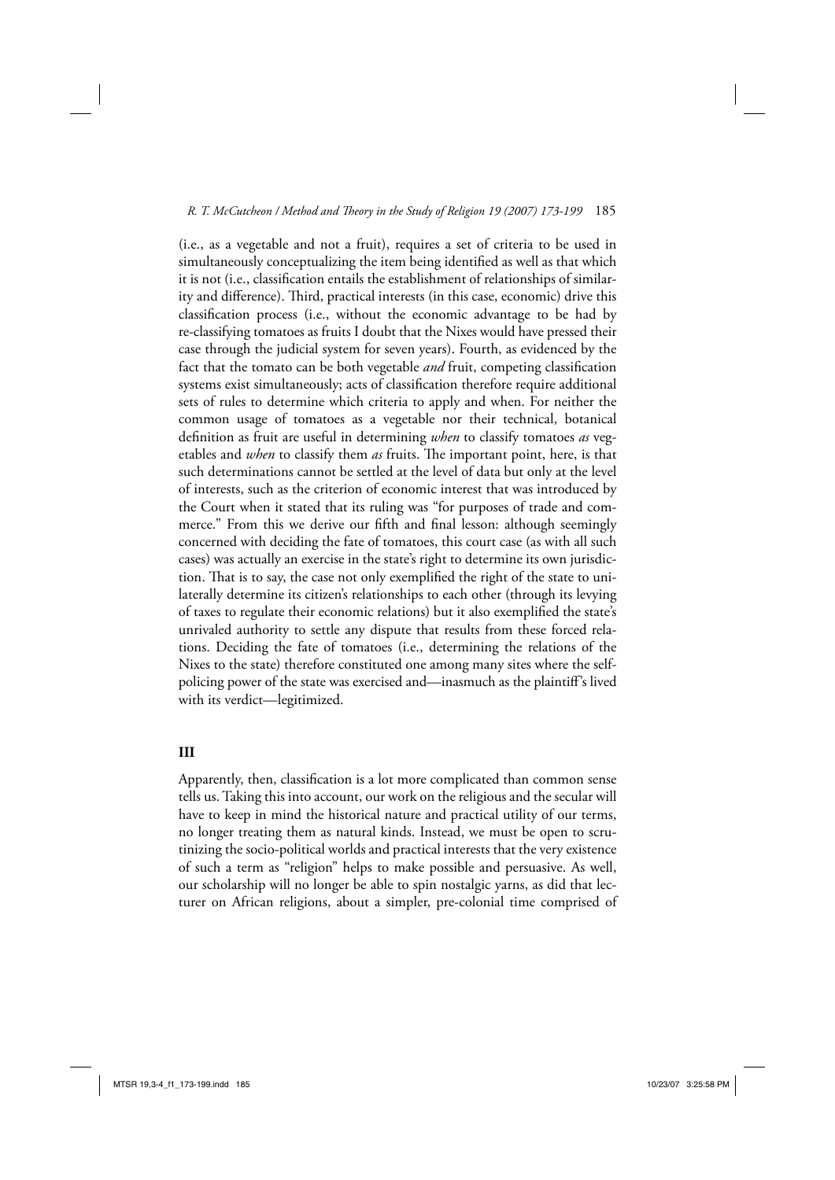(i.e., as a vegetable and not a fruit), requires a set of criteria to be used in simultaneously conceptualizing the item being identified as well as that which it is not (i.e., classification entails the establishment of relationships of similarity and difference). Third, practical interests (in this case, economic) drive this classification process (i.e., without the economic advantage to be had by re-classifying tomatoes as fruits I doubt that the Nixes would have pressed their case through the judicial system for seven years). Fourth, as evidenced by the fact that the tomato can be both vegetable *and* fruit, competing classification systems exist simultaneously; acts of classification therefore require additional sets of rules to determine which criteria to apply and when. For neither the common usage of tomatoes as a vegetable nor their technical, botanical definition as fruit are useful in determining *when* to classify tomatoes *as* vegetables and *when* to classify them *as* fruits. The important point, here, is that such determinations cannot be settled at the level of data but only at the level of interests, such as the criterion of economic interest that was introduced by the Court when it stated that its ruling was "for purposes of trade and commerce." From this we derive our fifth and final lesson: although seemingly concerned with deciding the fate of tomatoes, this court case (as with all such cases) was actually an exercise in the state's right to determine its own jurisdiction. That is to say, the case not only exemplified the right of the state to unilaterally determine its citizen's relationships to each other (through its levying of taxes to regulate their economic relations) but it also exemplified the state's unrivaled authority to settle any dispute that results from these forced relations. Deciding the fate of tomatoes (i.e., determining the relations of the Nixes to the state) therefore constituted one among many sites where the self-policing power of the state was exercised and—inasmuch as the plaintiff's lived with its verdict—legitimized.

## III

Apparently, then, classification is a lot more complicated than common sense tells us. Taking this into account, our work on the religious and the secular will have to keep in mind the historical nature and practical utility of our terms, no longer treating them as natural kinds. Instead, we must be open to scrutinizing the socio-political worlds and practical interests that the very existence of such a term as "religion" helps to make possible and persuasive. As well, our scholarship will no longer be able to spin nostalgic yarns, as did that lecturer on African religions, about a simpler, pre-colonial time comprised of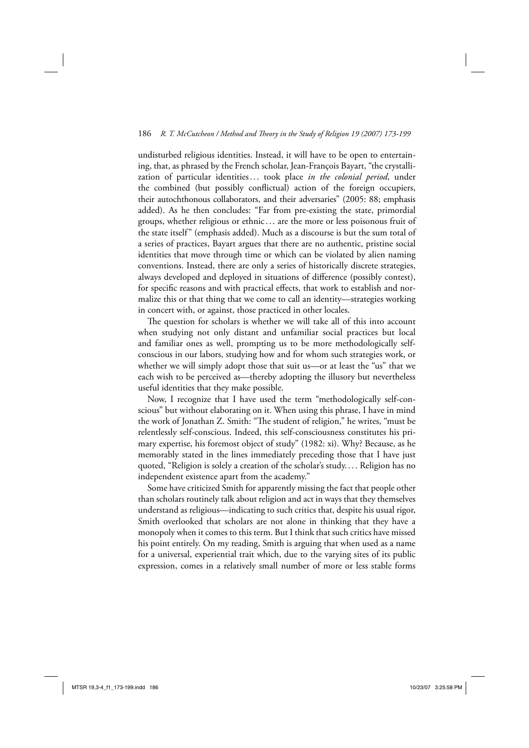undisturbed religious identities. Instead, it will have to be open to entertaining, that, as phrased by the French scholar, Jean-François Bayart, "the crystallization of particular identities… took place *in the colonial period*, under the combined (but possibly conflictual) action of the foreign occupiers, their autochthonous collaborators, and their adversaries" (2005: 88; emphasis added). As he then concludes: "Far from pre-existing the state, primordial groups, whether religious or ethnic… are the more or less poisonous fruit of the state itself" (emphasis added). Much as a discourse is but the sum total of a series of practices, Bayart argues that there are no authentic, pristine social identities that move through time or which can be violated by alien naming conventions. Instead, there are only a series of historically discrete strategies, always developed and deployed in situations of difference (possibly contest), for specific reasons and with practical effects, that work to establish and normalize this or that thing that we come to call an identity—strategies working in concert with, or against, those practiced in other locales.

The question for scholars is whether we will take all of this into account when studying not only distant and unfamiliar social practices but local and familiar ones as well, prompting us to be more methodologically self-conscious in our labors, studying how and for whom such strategies work, or whether we will simply adopt those that suit us—or at least the "us" that we each wish to be perceived as—thereby adopting the illusory but nevertheless useful identities that they make possible.

Now, I recognize that I have used the term "methodologically self-conscious" but without elaborating on it. When using this phrase, I have in mind the work of Jonathan Z. Smith: "The student of religion," he writes, "must be relentlessly self-conscious. Indeed, this self-consciousness constitutes his primary expertise, his foremost object of study" (1982: xi). Why? Because, as he memorably stated in the lines immediately preceding those that I have just quoted, "Religion is solely a creation of the scholar's study.… Religion has no independent existence apart from the academy."

Some have criticized Smith for apparently missing the fact that people other than scholars routinely talk about religion and act in ways that they themselves understand as religious—indicating to such critics that, despite his usual rigor, Smith overlooked that scholars are not alone in thinking that they have a monopoly when it comes to this term. But I think that such critics have missed his point entirely. On my reading, Smith is arguing that when used as a name for a universal, experiential trait which, due to the varying sites of its public expression, comes in a relatively small number of more or less stable forms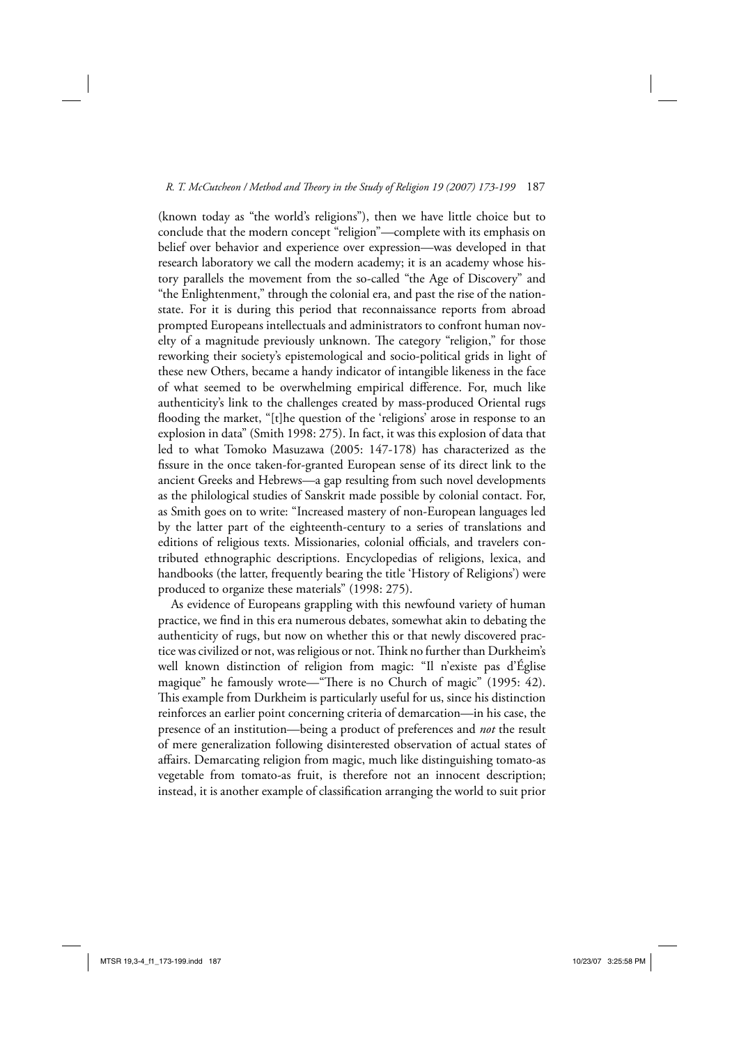(known today as "the world's religions"), then we have little choice but to conclude that the modern concept "religion"—complete with its emphasis on belief over behavior and experience over expression—was developed in that research laboratory we call the modern academy; it is an academy whose history parallels the movement from the so-called "the Age of Discovery" and "the Enlightenment," through the colonial era, and past the rise of the nation-state. For it is during this period that reconnaissance reports from abroad prompted Europeans intellectuals and administrators to confront human novelty of a magnitude previously unknown. The category "religion," for those reworking their society's epistemological and socio-political grids in light of these new Others, became a handy indicator of intangible likeness in the face of what seemed to be overwhelming empirical difference. For, much like authenticity's link to the challenges created by mass-produced Oriental rugs flooding the market, "[t]he question of the 'religions' arose in response to an explosion in data" (Smith 1998: 275). In fact, it was this explosion of data that led to what Tomoko Masuzawa (2005: 147-178) has characterized as the fissure in the once taken-for-granted European sense of its direct link to the ancient Greeks and Hebrews—a gap resulting from such novel developments as the philological studies of Sanskrit made possible by colonial contact. For, as Smith goes on to write: "Increased mastery of non-European languages led by the latter part of the eighteenth-century to a series of translations and editions of religious texts. Missionaries, colonial officials, and travelers contributed ethnographic descriptions. Encyclopedias of religions, lexica, and handbooks (the latter, frequently bearing the title 'History of Religions') were produced to organize these materials" (1998: 275).

As evidence of Europeans grappling with this newfound variety of human practice, we find in this era numerous debates, somewhat akin to debating the authenticity of rugs, but now on whether this or that newly discovered practice was civilized or not, was religious or not. Think no further than Durkheim's well known distinction of religion from magic: "Il n'existe pas d'Église magique" he famously wrote—"There is no Church of magic" (1995: 42). This example from Durkheim is particularly useful for us, since his distinction reinforces an earlier point concerning criteria of demarcation—in his case, the presence of an institution—being a product of preferences and *not* the result of mere generalization following disinterested observation of actual states of affairs. Demarcating religion from magic, much like distinguishing tomato-as vegetable from tomato-as fruit, is therefore not an innocent description; instead, it is another example of classification arranging the world to suit prior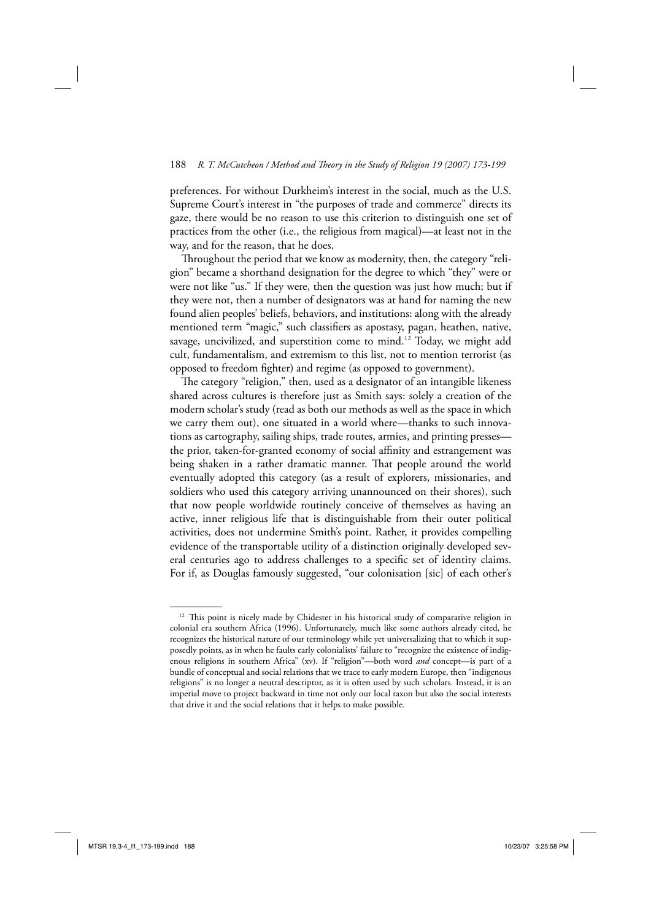preferences. For without Durkheim's interest in the social, much as the U.S. Supreme Court's interest in "the purposes of trade and commerce" directs its gaze, there would be no reason to use this criterion to distinguish one set of practices from the other (i.e., the religious from magical)—at least not in the way, and for the reason, that he does.

Throughout the period that we know as modernity, then, the category "religion" became a shorthand designation for the degree to which "they" were or were not like "us." If they were, then the question was just how much; but if they were not, then a number of designators was at hand for naming the new found alien peoples' beliefs, behaviors, and institutions: along with the already mentioned term "magic," such classifiers as apostasy, pagan, heathen, native, savage, uncivilized, and superstition come to mind.[12] Today, we might add cult, fundamentalism, and extremism to this list, not to mention terrorist (as opposed to freedom fighter) and regime (as opposed to government).

The category "religion," then, used as a designator of an intangible likeness shared across cultures is therefore just as Smith says: solely a creation of the modern scholar's study (read as both our methods as well as the space in which we carry them out), one situated in a world where—thanks to such innovations as cartography, sailing ships, trade routes, armies, and printing presses—the prior, taken-for-granted economy of social affinity and estrangement was being shaken in a rather dramatic manner. That people around the world eventually adopted this category (as a result of explorers, missionaries, and soldiers who used this category arriving unannounced on their shores), such that now people worldwide routinely conceive of themselves as having an active, inner religious life that is distinguishable from their outer political activities, does not undermine Smith's point. Rather, it provides compelling evidence of the transportable utility of a distinction originally developed several centuries ago to address challenges to a specific set of identity claims. For if, as Douglas famously suggested, "our colonisation [sic] of each other's

---

[12] This point is nicely made by Chidester in his historical study of comparative religion in colonial era southern Africa (1996). Unfortunately, much like some authors already cited, he recognizes the historical nature of our terminology while yet universalizing that to which it supposedly points, as in when he faults early colonialists' failure to "recognize the existence of indigenous religions in southern Africa" (xv). If "religion"—both word *and* concept—is part of a bundle of conceptual and social relations that we trace to early modern Europe, then "indigenous religions" is no longer a neutral descriptor, as it is often used by such scholars. Instead, it is an imperial move to project backward in time not only our local taxon but also the social interests that drive it and the social relations that it helps to make possible.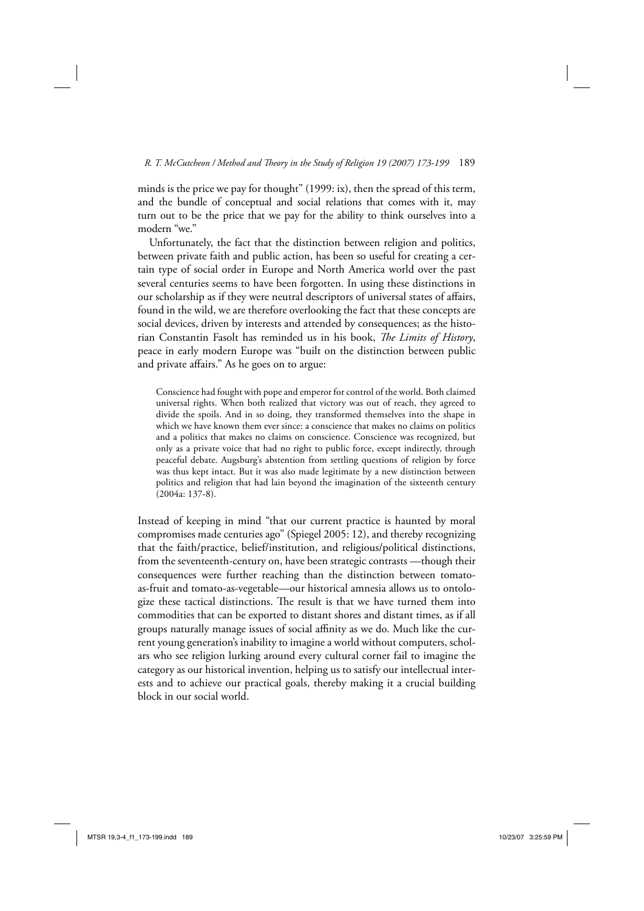minds is the price we pay for thought" (1999: ix), then the spread of this term, and the bundle of conceptual and social relations that comes with it, may turn out to be the price that we pay for the ability to think ourselves into a modern "we."

Unfortunately, the fact that the distinction between religion and politics, between private faith and public action, has been so useful for creating a certain type of social order in Europe and North America world over the past several centuries seems to have been forgotten. In using these distinctions in our scholarship as if they were neutral descriptors of universal states of affairs, found in the wild, we are therefore overlooking the fact that these concepts are social devices, driven by interests and attended by consequences; as the historian Constantin Fasolt has reminded us in his book, *The Limits of History*, peace in early modern Europe was "built on the distinction between public and private affairs." As he goes on to argue:

> Conscience had fought with pope and emperor for control of the world. Both claimed universal rights. When both realized that victory was out of reach, they agreed to divide the spoils. And in so doing, they transformed themselves into the shape in which we have known them ever since: a conscience that makes no claims on politics and a politics that makes no claims on conscience. Conscience was recognized, but only as a private voice that had no right to public force, except indirectly, through peaceful debate. Augsburg's abstention from settling questions of religion by force was thus kept intact. But it was also made legitimate by a new distinction between politics and religion that had lain beyond the imagination of the sixteenth century (2004a: 137-8).

Instead of keeping in mind "that our current practice is haunted by moral compromises made centuries ago" (Spiegel 2005: 12), and thereby recognizing that the faith/practice, belief/institution, and religious/political distinctions, from the seventeenth-century on, have been strategic contrasts —though their consequences were further reaching than the distinction between tomato-as-fruit and tomato-as-vegetable—our historical amnesia allows us to ontologize these tactical distinctions. The result is that we have turned them into commodities that can be exported to distant shores and distant times, as if all groups naturally manage issues of social affinity as we do. Much like the current young generation's inability to imagine a world without computers, scholars who see religion lurking around every cultural corner fail to imagine the category as our historical invention, helping us to satisfy our intellectual interests and to achieve our practical goals, thereby making it a crucial building block in our social world.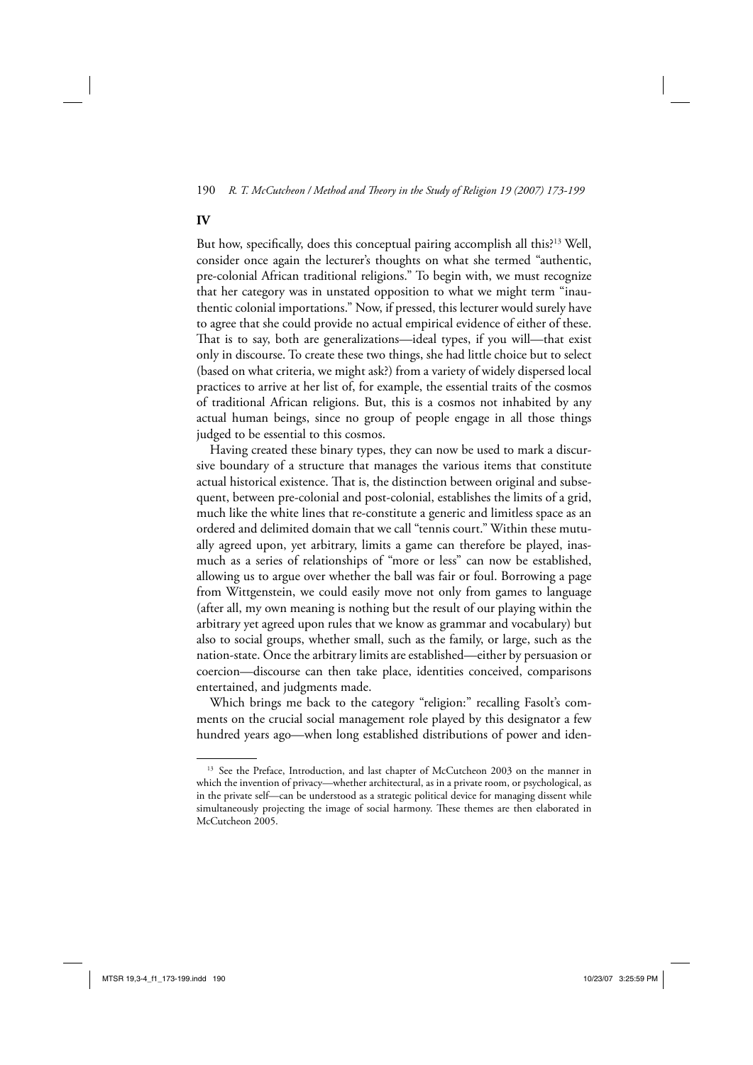## IV

But how, specifically, does this conceptual pairing accomplish all this?[13] Well, consider once again the lecturer's thoughts on what she termed "authentic, pre-colonial African traditional religions." To begin with, we must recognize that her category was in unstated opposition to what we might term "inauthentic colonial importations." Now, if pressed, this lecturer would surely have to agree that she could provide no actual empirical evidence of either of these. That is to say, both are generalizations—ideal types, if you will—that exist only in discourse. To create these two things, she had little choice but to select (based on what criteria, we might ask?) from a variety of widely dispersed local practices to arrive at her list of, for example, the essential traits of the cosmos of traditional African religions. But, this is a cosmos not inhabited by any actual human beings, since no group of people engage in all those things judged to be essential to this cosmos.

Having created these binary types, they can now be used to mark a discursive boundary of a structure that manages the various items that constitute actual historical existence. That is, the distinction between original and subsequent, between pre-colonial and post-colonial, establishes the limits of a grid, much like the white lines that re-constitute a generic and limitless space as an ordered and delimited domain that we call "tennis court." Within these mutually agreed upon, yet arbitrary, limits a game can therefore be played, inasmuch as a series of relationships of "more or less" can now be established, allowing us to argue over whether the ball was fair or foul. Borrowing a page from Wittgenstein, we could easily move not only from games to language (after all, my own meaning is nothing but the result of our playing within the arbitrary yet agreed upon rules that we know as grammar and vocabulary) but also to social groups, whether small, such as the family, or large, such as the nation-state. Once the arbitrary limits are established—either by persuasion or coercion—discourse can then take place, identities conceived, comparisons entertained, and judgments made.

Which brings me back to the category "religion:" recalling Fasolt's comments on the crucial social management role played by this designator a few hundred years ago—when long established distributions of power and iden-

---

[13] See the Preface, Introduction, and last chapter of McCutcheon 2003 on the manner in which the invention of privacy—whether architectural, as in a private room, or psychological, as in the private self—can be understood as a strategic political device for managing dissent while simultaneously projecting the image of social harmony. These themes are then elaborated in McCutcheon 2005.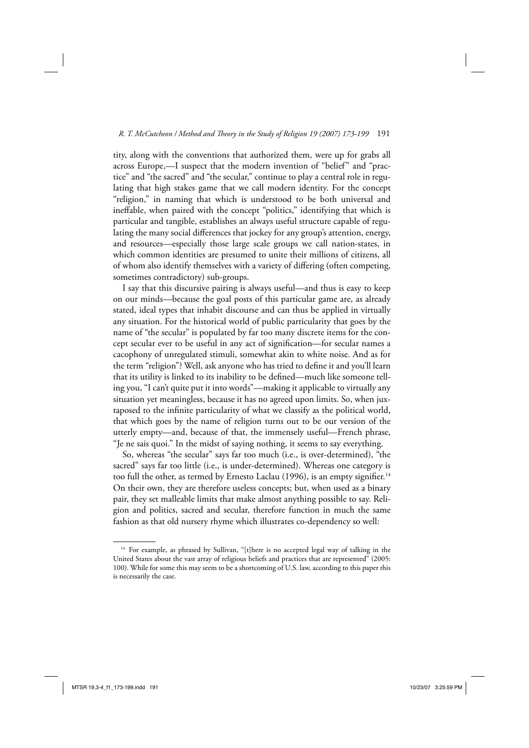tity, along with the conventions that authorized them, were up for grabs all across Europe,—I suspect that the modern invention of "belief" and "practice" and "the sacred" and "the secular," continue to play a central role in regulating that high stakes game that we call modern identity. For the concept "religion," in naming that which is understood to be both universal and ineffable, when paired with the concept "politics," identifying that which is particular and tangible, establishes an always useful structure capable of regulating the many social differences that jockey for any group's attention, energy, and resources—especially those large scale groups we call nation-states, in which common identities are presumed to unite their millions of citizens, all of whom also identify themselves with a variety of differing (often competing, sometimes contradictory) sub-groups.

I say that this discursive pairing is always useful—and thus is easy to keep on our minds—because the goal posts of this particular game are, as already stated, ideal types that inhabit discourse and can thus be applied in virtually any situation. For the historical world of public particularity that goes by the name of "the secular" is populated by far too many discrete items for the concept secular ever to be useful in any act of signification—for secular names a cacophony of unregulated stimuli, somewhat akin to white noise. And as for the term "religion"? Well, ask anyone who has tried to define it and you'll learn that its utility is linked to its inability to be defined—much like someone telling you, "I can't quite put it into words"—making it applicable to virtually any situation yet meaningless, because it has no agreed upon limits. So, when juxtaposed to the infinite particularity of what we classify as the political world, that which goes by the name of religion turns out to be our version of the utterly empty—and, because of that, the immensely useful—French phrase, "Je ne sais quoi." In the midst of saying nothing, it seems to say everything.

So, whereas "the secular" says far too much (i.e., is over-determined), "the sacred" says far too little (i.e., is under-determined). Whereas one category is too full the other, as termed by Ernesto Laclau (1996), is an empty signifier.[14] On their own, they are therefore useless concepts; but, when used as a binary pair, they set malleable limits that make almost anything possible to say. Religion and politics, sacred and secular, therefore function in much the same fashion as that old nursery rhyme which illustrates co-dependency so well:

---

[14] For example, as phrased by Sullivan, "[t]here is no accepted legal way of talking in the United States about the vast array of religious beliefs and practices that are represented" (2005: 100). While for some this may seem to be a shortcoming of U.S. law, according to this paper this is necessarily the case.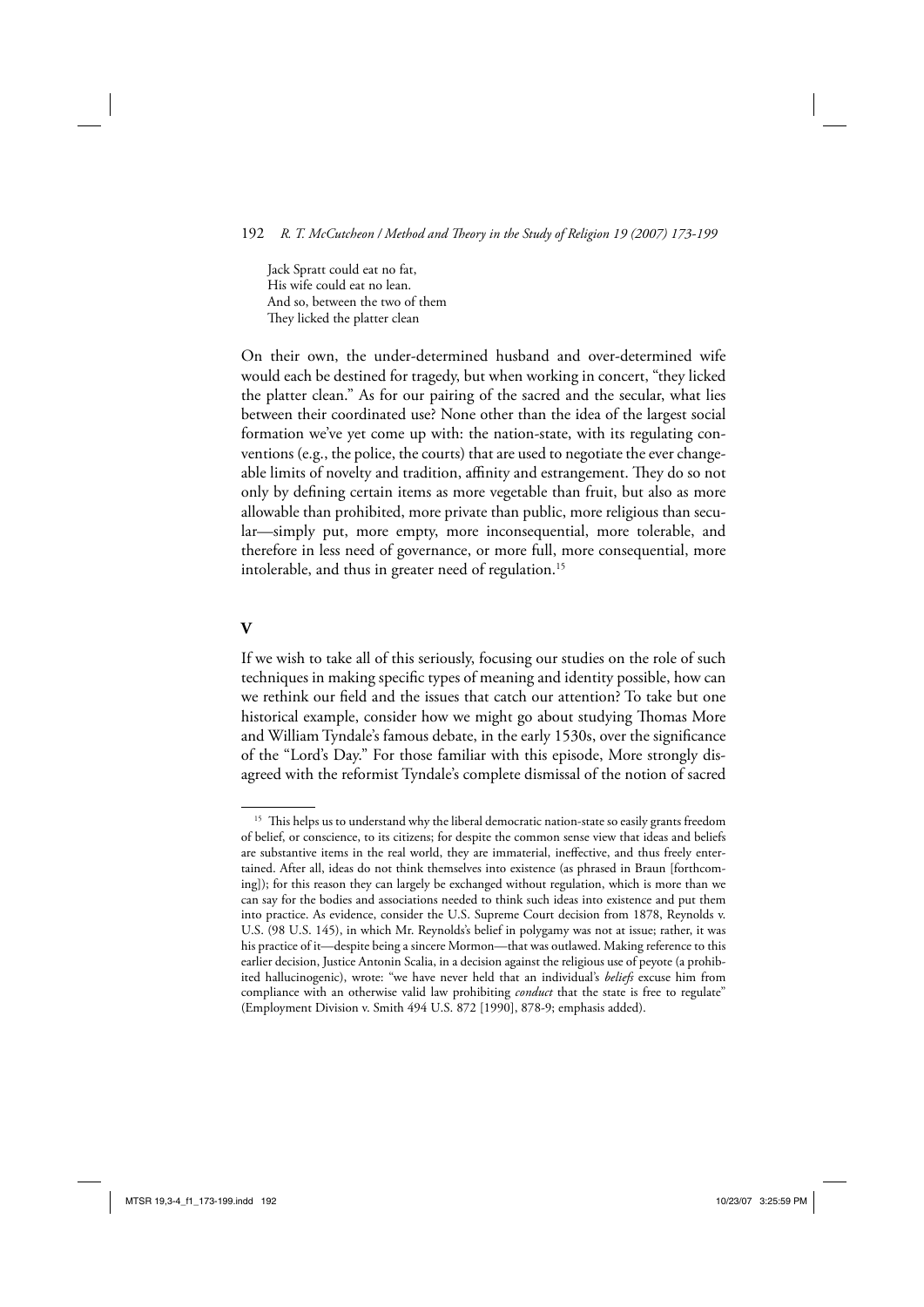Jack Spratt could eat no fat,
His wife could eat no lean.
And so, between the two of them
They licked the platter clean

On their own, the under-determined husband and over-determined wife would each be destined for tragedy, but when working in concert, "they licked the platter clean." As for our pairing of the sacred and the secular, what lies between their coordinated use? None other than the idea of the largest social formation we've yet come up with: the nation-state, with its regulating conventions (e.g., the police, the courts) that are used to negotiate the ever changeable limits of novelty and tradition, affinity and estrangement. They do so not only by defining certain items as more vegetable than fruit, but also as more allowable than prohibited, more private than public, more religious than secular—simply put, more empty, more inconsequential, more tolerable, and therefore in less need of governance, or more full, more consequential, more intolerable, and thus in greater need of regulation.[15]

## V

If we wish to take all of this seriously, focusing our studies on the role of such techniques in making specific types of meaning and identity possible, how can we rethink our field and the issues that catch our attention? To take but one historical example, consider how we might go about studying Thomas More and William Tyndale's famous debate, in the early 1530s, over the significance of the "Lord's Day." For those familiar with this episode, More strongly disagreed with the reformist Tyndale's complete dismissal of the notion of sacred

[15] This helps us to understand why the liberal democratic nation-state so easily grants freedom of belief, or conscience, to its citizens; for despite the common sense view that ideas and beliefs are substantive items in the real world, they are immaterial, ineffective, and thus freely entertained. After all, ideas do not think themselves into existence (as phrased in Braun [forthcoming]); for this reason they can largely be exchanged without regulation, which is more than we can say for the bodies and associations needed to think such ideas into existence and put them into practice. As evidence, consider the U.S. Supreme Court decision from 1878, Reynolds v. U.S. (98 U.S. 145), in which Mr. Reynolds's belief in polygamy was not at issue; rather, it was his practice of it—despite being a sincere Mormon—that was outlawed. Making reference to this earlier decision, Justice Antonin Scalia, in a decision against the religious use of peyote (a prohibited hallucinogenic), wrote: "we have never held that an individual's *beliefs* excuse him from compliance with an otherwise valid law prohibiting *conduct* that the state is free to regulate" (Employment Division v. Smith 494 U.S. 872 [1990], 878-9; emphasis added).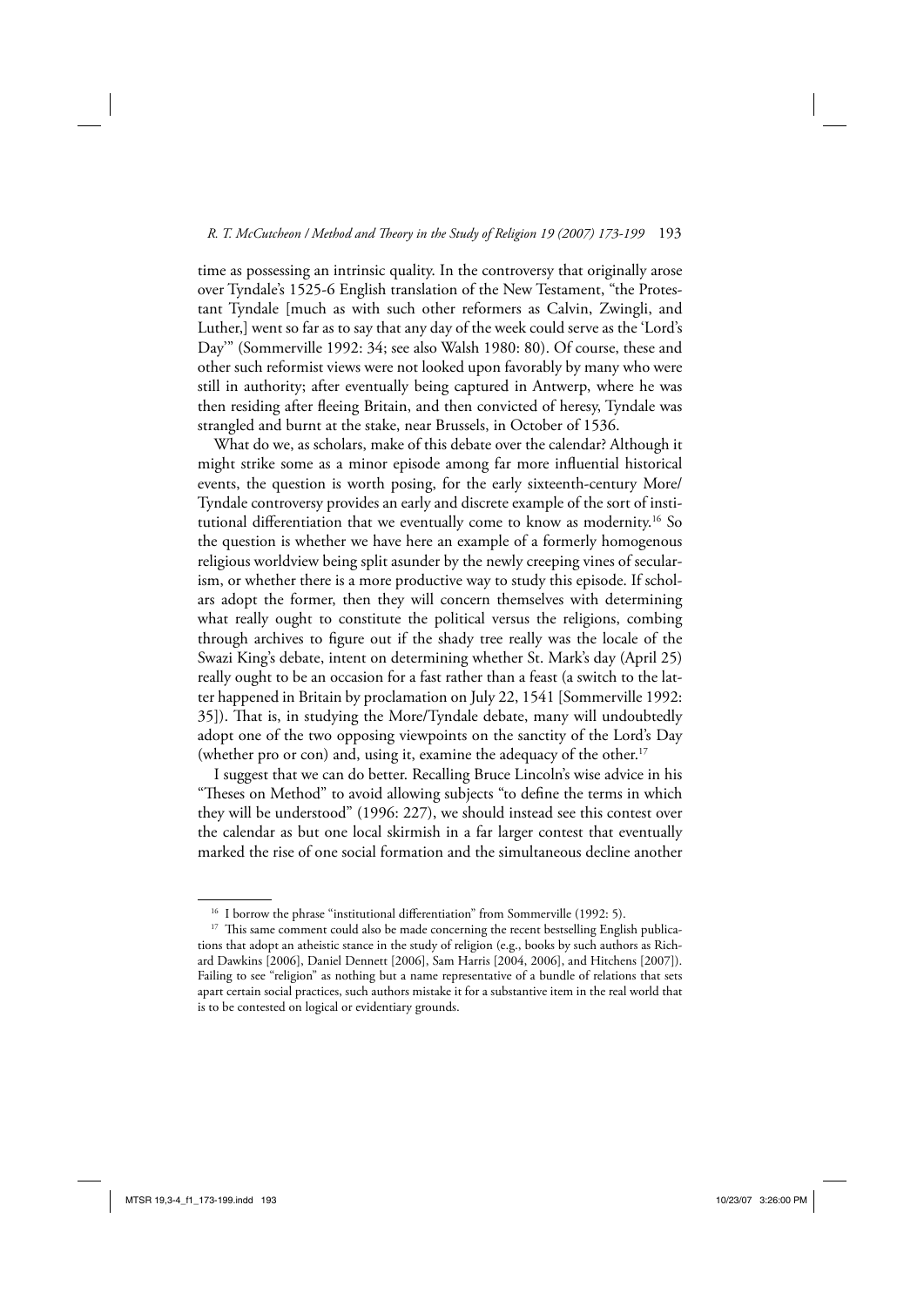time as possessing an intrinsic quality. In the controversy that originally arose over Tyndale's 1525-6 English translation of the New Testament, "the Protestant Tyndale [much as with such other reformers as Calvin, Zwingli, and Luther,] went so far as to say that any day of the week could serve as the 'Lord's Day'" (Sommerville 1992: 34; see also Walsh 1980: 80). Of course, these and other such reformist views were not looked upon favorably by many who were still in authority; after eventually being captured in Antwerp, where he was then residing after fleeing Britain, and then convicted of heresy, Tyndale was strangled and burnt at the stake, near Brussels, in October of 1536.

What do we, as scholars, make of this debate over the calendar? Although it might strike some as a minor episode among far more influential historical events, the question is worth posing, for the early sixteenth-century More/Tyndale controversy provides an early and discrete example of the sort of institutional differentiation that we eventually come to know as modernity.[16] So the question is whether we have here an example of a formerly homogenous religious worldview being split asunder by the newly creeping vines of secularism, or whether there is a more productive way to study this episode. If scholars adopt the former, then they will concern themselves with determining what really ought to constitute the political versus the religions, combing through archives to figure out if the shady tree really was the locale of the Swazi King's debate, intent on determining whether St. Mark's day (April 25) really ought to be an occasion for a fast rather than a feast (a switch to the latter happened in Britain by proclamation on July 22, 1541 [Sommerville 1992: 35]). That is, in studying the More/Tyndale debate, many will undoubtedly adopt one of the two opposing viewpoints on the sanctity of the Lord's Day (whether pro or con) and, using it, examine the adequacy of the other.[17]

I suggest that we can do better. Recalling Bruce Lincoln's wise advice in his "Theses on Method" to avoid allowing subjects "to define the terms in which they will be understood" (1996: 227), we should instead see this contest over the calendar as but one local skirmish in a far larger contest that eventually marked the rise of one social formation and the simultaneous decline another

---

[16] I borrow the phrase "institutional differentiation" from Sommerville (1992: 5).

[17] This same comment could also be made concerning the recent bestselling English publications that adopt an atheistic stance in the study of religion (e.g., books by such authors as Richard Dawkins [2006], Daniel Dennett [2006], Sam Harris [2004, 2006], and Hitchens [2007]). Failing to see "religion" as nothing but a name representative of a bundle of relations that sets apart certain social practices, such authors mistake it for a substantive item in the real world that is to be contested on logical or evidentiary grounds.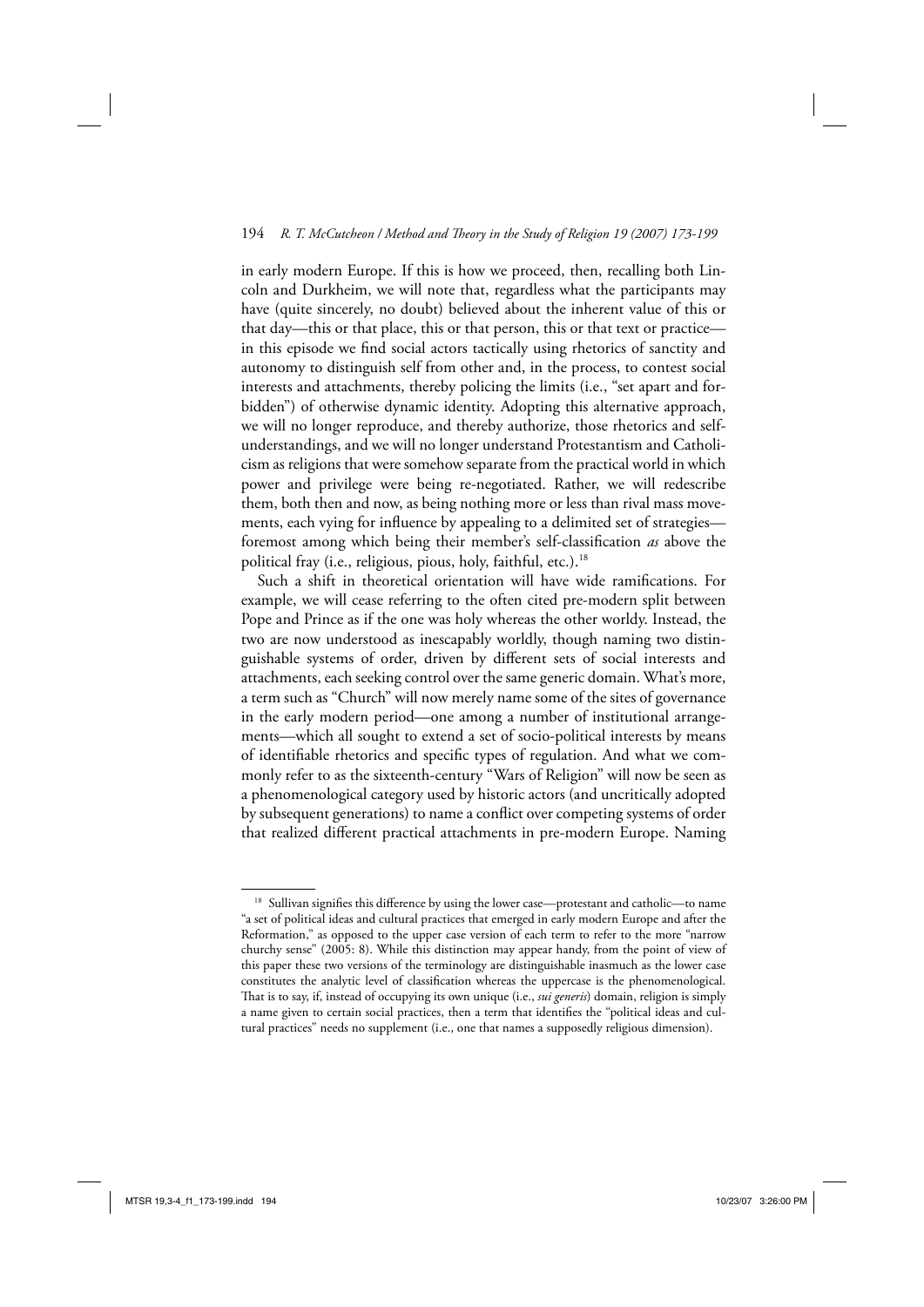in early modern Europe. If this is how we proceed, then, recalling both Lincoln and Durkheim, we will note that, regardless what the participants may have (quite sincerely, no doubt) believed about the inherent value of this or that day—this or that place, this or that person, this or that text or practice—in this episode we find social actors tactically using rhetorics of sanctity and autonomy to distinguish self from other and, in the process, to contest social interests and attachments, thereby policing the limits (i.e., "set apart and forbidden") of otherwise dynamic identity. Adopting this alternative approach, we will no longer reproduce, and thereby authorize, those rhetorics and self-understandings, and we will no longer understand Protestantism and Catholicism as religions that were somehow separate from the practical world in which power and privilege were being re-negotiated. Rather, we will redescribe them, both then and now, as being nothing more or less than rival mass movements, each vying for influence by appealing to a delimited set of strategies—foremost among which being their member's self-classification *as* above the political fray (i.e., religious, pious, holy, faithful, etc.).[18]

Such a shift in theoretical orientation will have wide ramifications. For example, we will cease referring to the often cited pre-modern split between Pope and Prince as if the one was holy whereas the other worldy. Instead, the two are now understood as inescapably worldly, though naming two distinguishable systems of order, driven by different sets of social interests and attachments, each seeking control over the same generic domain. What's more, a term such as "Church" will now merely name some of the sites of governance in the early modern period—one among a number of institutional arrangements—which all sought to extend a set of socio-political interests by means of identifiable rhetorics and specific types of regulation. And what we commonly refer to as the sixteenth-century "Wars of Religion" will now be seen as a phenomenological category used by historic actors (and uncritically adopted by subsequent generations) to name a conflict over competing systems of order that realized different practical attachments in pre-modern Europe. Naming

[18] Sullivan signifies this difference by using the lower case—protestant and catholic—to name "a set of political ideas and cultural practices that emerged in early modern Europe and after the Reformation," as opposed to the upper case version of each term to refer to the more "narrow churchy sense" (2005: 8). While this distinction may appear handy, from the point of view of this paper these two versions of the terminology are distinguishable inasmuch as the lower case constitutes the analytic level of classification whereas the uppercase is the phenomenological. That is to say, if, instead of occupying its own unique (i.e., *sui generis*) domain, religion is simply a name given to certain social practices, then a term that identifies the "political ideas and cultural practices" needs no supplement (i.e., one that names a supposedly religious dimension).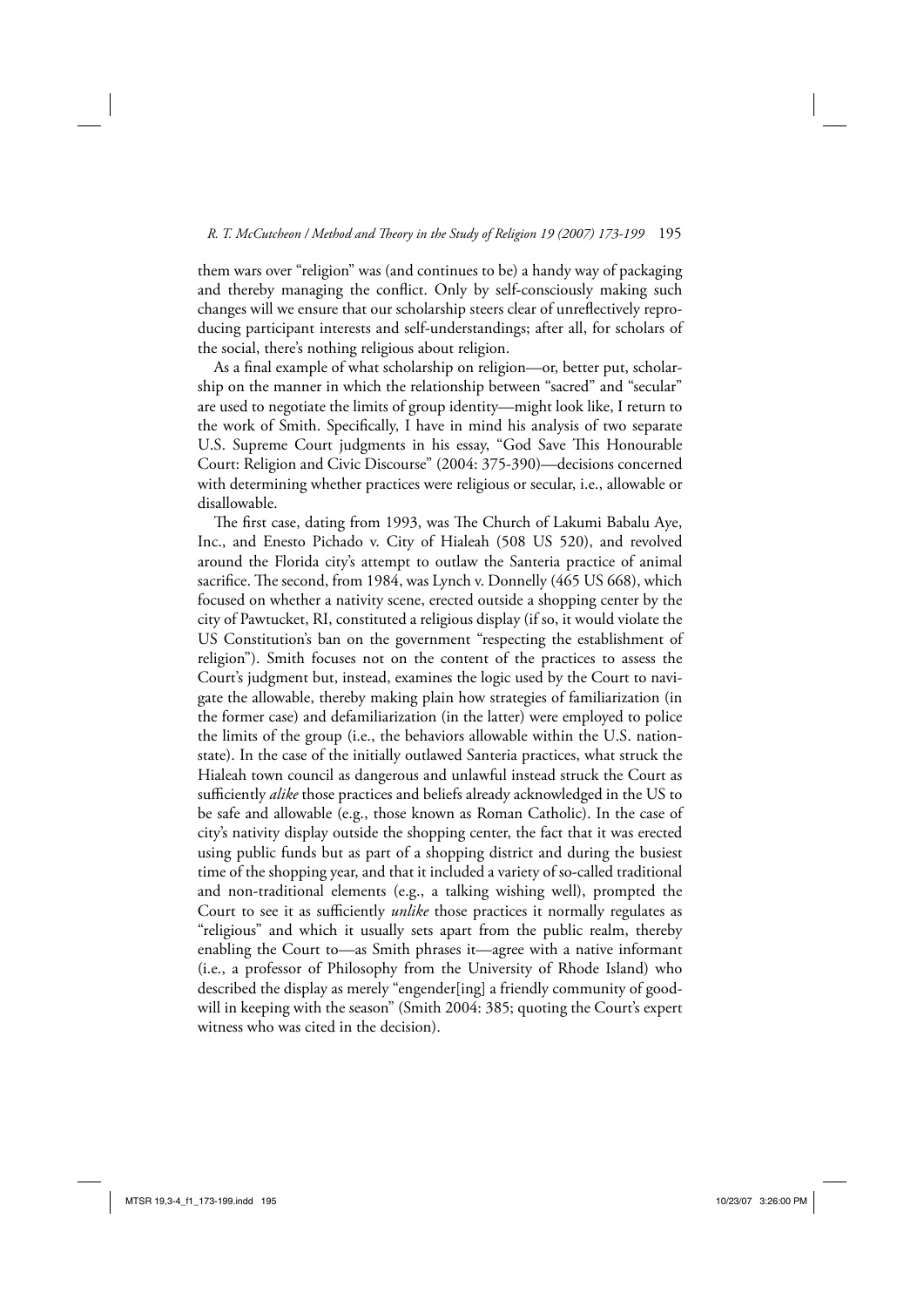them wars over "religion" was (and continues to be) a handy way of packaging and thereby managing the conflict. Only by self-consciously making such changes will we ensure that our scholarship steers clear of unreflectively reproducing participant interests and self-understandings; after all, for scholars of the social, there's nothing religious about religion.

As a final example of what scholarship on religion—or, better put, scholarship on the manner in which the relationship between "sacred" and "secular" are used to negotiate the limits of group identity—might look like, I return to the work of Smith. Specifically, I have in mind his analysis of two separate U.S. Supreme Court judgments in his essay, "God Save This Honourable Court: Religion and Civic Discourse" (2004: 375-390)—decisions concerned with determining whether practices were religious or secular, i.e., allowable or disallowable.

The first case, dating from 1993, was The Church of Lakumi Babalu Aye, Inc., and Enesto Pichado v. City of Hialeah (508 US 520), and revolved around the Florida city's attempt to outlaw the Santeria practice of animal sacrifice. The second, from 1984, was Lynch v. Donnelly (465 US 668), which focused on whether a nativity scene, erected outside a shopping center by the city of Pawtucket, RI, constituted a religious display (if so, it would violate the US Constitution's ban on the government "respecting the establishment of religion"). Smith focuses not on the content of the practices to assess the Court's judgment but, instead, examines the logic used by the Court to navigate the allowable, thereby making plain how strategies of familiarization (in the former case) and defamiliarization (in the latter) were employed to police the limits of the group (i.e., the behaviors allowable within the U.S. nation-state). In the case of the initially outlawed Santeria practices, what struck the Hialeah town council as dangerous and unlawful instead struck the Court as sufficiently *alike* those practices and beliefs already acknowledged in the US to be safe and allowable (e.g., those known as Roman Catholic). In the case of city's nativity display outside the shopping center, the fact that it was erected using public funds but as part of a shopping district and during the busiest time of the shopping year, and that it included a variety of so-called traditional and non-traditional elements (e.g., a talking wishing well), prompted the Court to see it as sufficiently *unlike* those practices it normally regulates as "religious" and which it usually sets apart from the public realm, thereby enabling the Court to—as Smith phrases it—agree with a native informant (i.e., a professor of Philosophy from the University of Rhode Island) who described the display as merely "engender[ing] a friendly community of goodwill in keeping with the season" (Smith 2004: 385; quoting the Court's expert witness who was cited in the decision).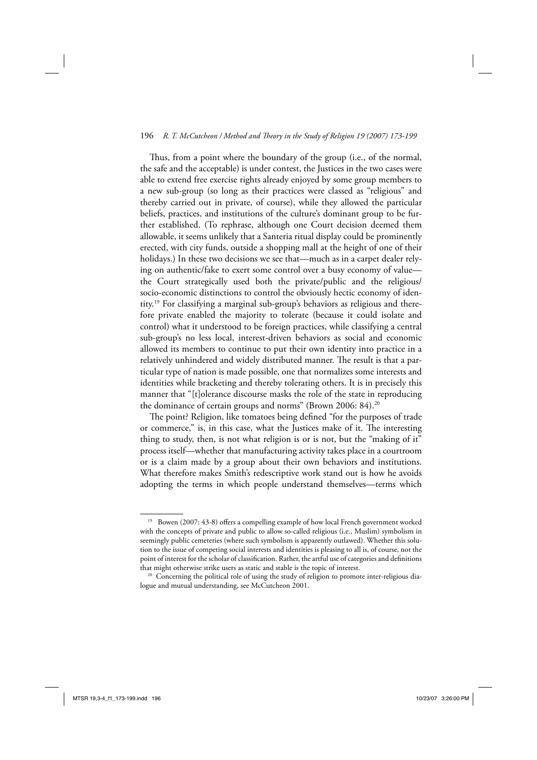Thus, from a point where the boundary of the group (i.e., of the normal, the safe and the acceptable) is under contest, the Justices in the two cases were able to extend free exercise rights already enjoyed by some group members to a new sub-group (so long as their practices were classed as "religious" and thereby carried out in private, of course), while they allowed the particular beliefs, practices, and institutions of the culture's dominant group to be further established. (To rephrase, although one Court decision deemed them allowable, it seems unlikely that a Santeria ritual display could be prominently erected, with city funds, outside a shopping mall at the height of one of their holidays.) In these two decisions we see that—much as in a carpet dealer relying on authentic/fake to exert some control over a busy economy of value—the Court strategically used both the private/public and the religious/socio-economic distinctions to control the obviously hectic economy of identity.[19] For classifying a marginal sub-group's behaviors as religious and therefore private enabled the majority to tolerate (because it could isolate and control) what it understood to be foreign practices, while classifying a central sub-group's no less local, interest-driven behaviors as social and economic allowed its members to continue to put their own identity into practice in a relatively unhindered and widely distributed manner. The result is that a particular type of nation is made possible, one that normalizes some interests and identities while bracketing and thereby tolerating others. It is in precisely this manner that "[t]olerance discourse masks the role of the state in reproducing the dominance of certain groups and norms" (Brown 2006: 84).[20]

The point? Religion, like tomatoes being defined "for the purposes of trade or commerce," is, in this case, what the Justices make of it. The interesting thing to study, then, is not what religion is or is not, but the "making of it" process itself—whether that manufacturing activity takes place in a courtroom or is a claim made by a group about their own behaviors and institutions. What therefore makes Smith's redescriptive work stand out is how he avoids adopting the terms in which people understand themselves—terms which

---

[19] Bowen (2007: 43-8) offers a compelling example of how local French government worked with the concepts of private and public to allow so-called religious (i.e., Muslim) symbolism in seemingly public cemeteries (where such symbolism is apparently outlawed). Whether this solution to the issue of competing social interests and identities is pleasing to all is, of course, not the point of interest for the scholar of classification. Rather, the artful use of categories and definitions that might otherwise strike users as static and stable is the topic of interest.

[20] Concerning the political role of using the study of religion to promote inter-religious dialogue and mutual understanding, see McCutcheon 2001.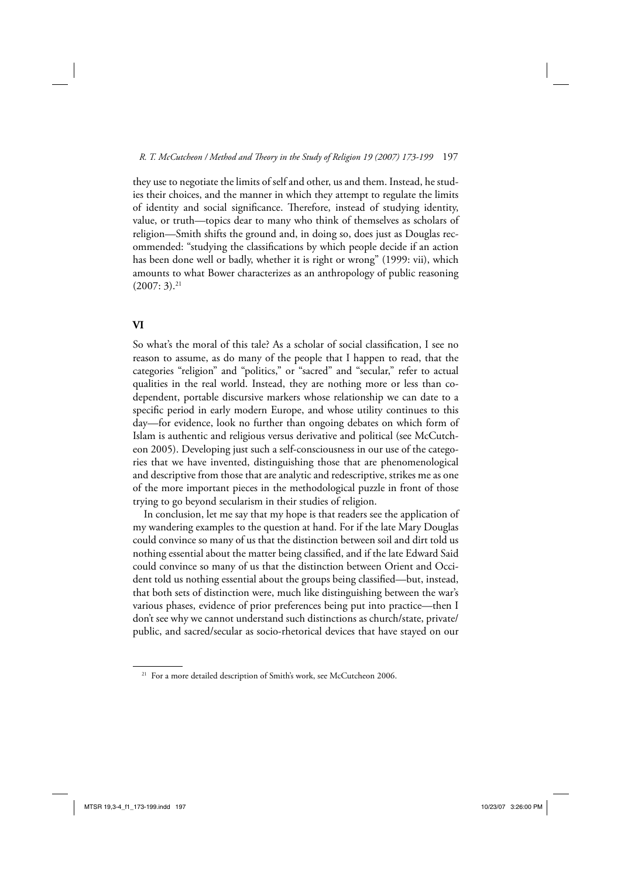they use to negotiate the limits of self and other, us and them. Instead, he studies their choices, and the manner in which they attempt to regulate the limits of identity and social significance. Therefore, instead of studying identity, value, or truth—topics dear to many who think of themselves as scholars of religion—Smith shifts the ground and, in doing so, does just as Douglas recommended: "studying the classifications by which people decide if an action has been done well or badly, whether it is right or wrong" (1999: vii), which amounts to what Bower characterizes as an anthropology of public reasoning (2007: 3).[21]

## VI

So what's the moral of this tale? As a scholar of social classification, I see no reason to assume, as do many of the people that I happen to read, that the categories "religion" and "politics," or "sacred" and "secular," refer to actual qualities in the real world. Instead, they are nothing more or less than co-dependent, portable discursive markers whose relationship we can date to a specific period in early modern Europe, and whose utility continues to this day—for evidence, look no further than ongoing debates on which form of Islam is authentic and religious versus derivative and political (see McCutcheon 2005). Developing just such a self-consciousness in our use of the categories that we have invented, distinguishing those that are phenomenological and descriptive from those that are analytic and redescriptive, strikes me as one of the more important pieces in the methodological puzzle in front of those trying to go beyond secularism in their studies of religion.

In conclusion, let me say that my hope is that readers see the application of my wandering examples to the question at hand. For if the late Mary Douglas could convince so many of us that the distinction between soil and dirt told us nothing essential about the matter being classified, and if the late Edward Said could convince so many of us that the distinction between Orient and Occident told us nothing essential about the groups being classified—but, instead, that both sets of distinction were, much like distinguishing between the war's various phases, evidence of prior preferences being put into practice—then I don't see why we cannot understand such distinctions as church/state, private/public, and sacred/secular as socio-rhetorical devices that have stayed on our

[21] For a more detailed description of Smith's work, see McCutcheon 2006.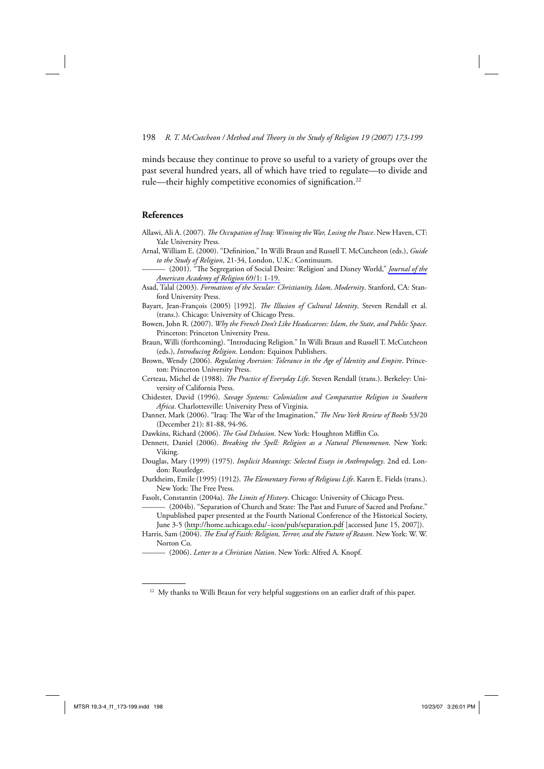minds because they continue to prove so useful to a variety of groups over the past several hundred years, all of which have tried to regulate—to divide and rule—their highly competitive economies of signification.[22]

## References

Allawi, Ali A. (2007). *The Occupation of Iraq: Winning the War, Losing the Peace*. New Haven, CT: Yale University Press.

Arnal, William E. (2000). "Definition," In Willi Braun and Russell T. McCutcheon (eds.), *Guide to the Study of Religion*, 21-34, London, U.K.: Continuum.

——— (2001). "The Segregation of Social Desire: 'Religion' and Disney World," *Journal of the American Academy of Religion* 69/1: 1-19.

Asad, Talal (2003). *Formations of the Secular: Christianity, Islam, Modernity*. Stanford, CA: Stanford University Press.

Bayart, Jean-François (2005) [1992]. *The Illusion of Cultural Identity*. Steven Rendall et al. (trans.). Chicago: University of Chicago Press.

Bowen, John R. (2007). *Why the French Don't Like Headscarves: Islam, the State, and Public Space*. Princeton: Princeton University Press.

Braun, Willi (forthcoming). "Introducing Religion." In Willi Braun and Russell T. McCutcheon (eds.), *Introducing Religion*. London: Equinox Publishers.

Brown, Wendy (2006). *Regulating Aversion: Tolerance in the Age of Identity and Empire*. Princeton: Princeton University Press.

Certeau, Michel de (1988). *The Practice of Everyday Life*. Steven Rendall (trans.). Berkeley: University of California Press.

Chidester, David (1996). *Savage Systems: Colonialism and Comparative Religion in Southern Africa*. Charlottesville: University Press of Virginia.

Danner, Mark (2006). "Iraq: The War of the Imagination," *The New York Review of Books* 53/20 (December 21): 81-88, 94-96.

Dawkins, Richard (2006). *The God Delusion*. New York: Houghton Mifflin Co.

Dennett, Daniel (2006). *Breaking the Spell: Religion as a Natural Phenomenon*. New York: Viking.

Douglas, Mary (1999) (1975). *Implicit Meanings: Selected Essays in Anthropology*. 2nd ed. London: Routledge.

Durkheim, Emile (1995) (1912). *The Elementary Forms of Religious Life*. Karen E. Fields (trans.). New York: The Free Press.

Fasolt, Constantin (2004a). *The Limits of History*. Chicago: University of Chicago Press.

——— (2004b). "Separation of Church and State: The Past and Future of Sacred and Profane." Unpublished paper presented at the Fourth National Conference of the Historical Society, June 3-5 (http://home.uchicago.edu/~icon/pub/separation.pdf [accessed June 15, 2007]).

Harris, Sam (2004). *The End of Faith: Religion, Terror, and the Future of Reason*. New York: W. W. Norton Co.

——— (2006). *Letter to a Christian Nation*. New York: Alfred A. Knopf.

[22] My thanks to Willi Braun for very helpful suggestions on an earlier draft of this paper.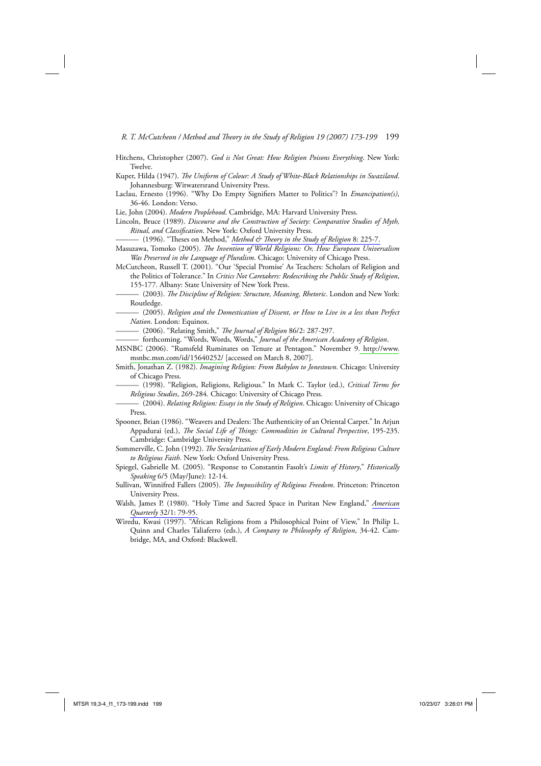Hitchens, Christopher (2007). *God is Not Great: How Religion Poisons Everything*. New York: Twelve.

Kuper, Hilda (1947). *The Uniform of Colour: A Study of White-Black Relationships in Swaziland*. Johannesburg: Witwatersrand University Press.

Laclau, Ernesto (1996). "Why Do Empty Signifiers Matter to Politics"? In *Emancipation(s)*, 36-46. London: Verso.

Lie, John (2004). *Modern Peoplehood*. Cambridge, MA: Harvard University Press.

Lincoln, Bruce (1989). *Discourse and the Construction of Society: Comparative Studies of Myth, Ritual, and Classification*. New York: Oxford University Press.

——— (1996). "Theses on Method," *Method & Theory in the Study of Religion* 8: 225-7.

Masuzawa, Tomoko (2005). *The Invention of World Religions: Or, How European Universalism Was Preserved in the Language of Pluralism*. Chicago: University of Chicago Press.

McCutcheon, Russell T. (2001). "Our 'Special Promise' As Teachers: Scholars of Religion and the Politics of Tolerance." In *Critics Not Caretakers: Redescribing the Public Study of Religion*, 155-177. Albany: State University of New York Press.

——— (2003). *The Discipline of Religion: Structure, Meaning, Rhetoric*. London and New York: Routledge.

——— (2005). *Religion and the Domestication of Dissent, or How to Live in a less than Perfect Nation*. London: Equinox.

——— (2006). "Relating Smith," *The Journal of Religion* 86/2: 287-297.

——— forthcoming. "Words, Words, Words," *Journal of the American Academy of Religion*.

MSNBC (2006). "Rumsfeld Ruminates on Tenure at Pentagon." November 9. http://www.msnbc.msn.com/id/15640252/ [accessed on March 8, 2007].

Smith, Jonathan Z. (1982). *Imagining Religion: From Babylon to Jonestown*. Chicago: University of Chicago Press.

——— (1998). "Religion, Religions, Religious." In Mark C. Taylor (ed.), *Critical Terms for Religious Studies*, 269-284. Chicago: University of Chicago Press.

——— (2004). *Relating Religion: Essays in the Study of Religion*. Chicago: University of Chicago Press.

Spooner, Brian (1986). "Weavers and Dealers: The Authenticity of an Oriental Carpet." In Arjun Appadurai (ed.), *The Social Life of Things: Commodities in Cultural Perspective*, 195-235. Cambridge: Cambridge University Press.

Sommerville, C. John (1992). *The Secularization of Early Modern England: From Religious Culture to Religious Faith*. New York: Oxford University Press.

Spiegel, Gabrielle M. (2005). "Response to Constantin Fasolt's *Limits of History*," *Historically Speaking* 6/5 (May/June): 12-14.

Sullivan, Winnifred Fallers (2005). *The Impossibility of Religious Freedom*. Princeton: Princeton University Press.

Walsh, James P. (1980). "Holy Time and Sacred Space in Puritan New England," *American Quarterly* 32/1: 79-95.

Wiredu, Kwasi (1997). "African Religions from a Philosophical Point of View," In Philip L. Quinn and Charles Taliaferro (eds.), *A Company to Philosophy of Religion*, 34-42. Cambridge, MA, and Oxford: Blackwell.